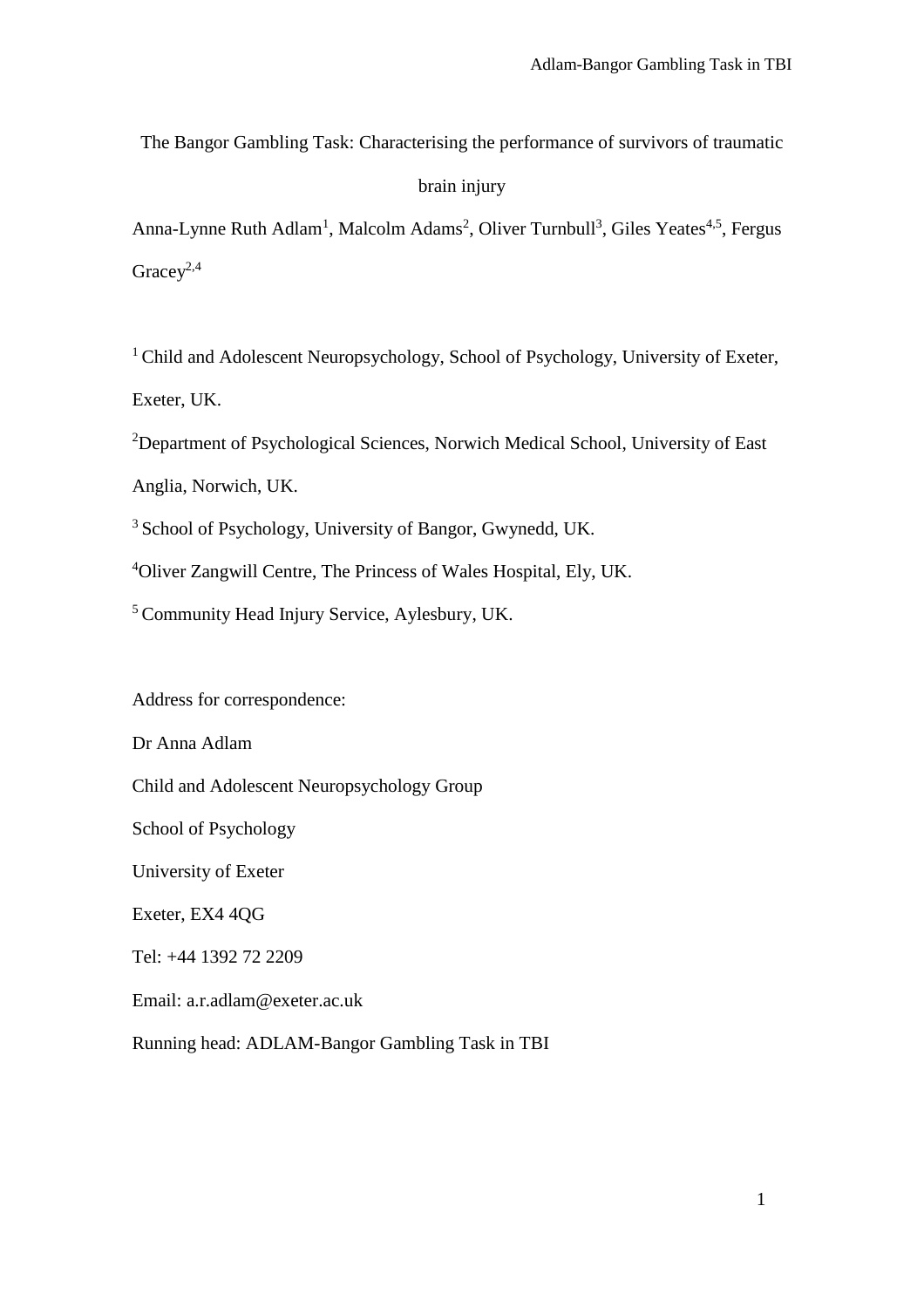# The Bangor Gambling Task: Characterising the performance of survivors of traumatic brain injury

Anna-Lynne Ruth Adlam[1], Malcolm Adams[2], Oliver Turnbull[3], Giles Yeates[4,5], Fergus Gracey[2,4]

[1] Child and Adolescent Neuropsychology, School of Psychology, University of Exeter, Exeter, UK.

[2] Department of Psychological Sciences, Norwich Medical School, University of East Anglia, Norwich, UK.

[3] School of Psychology, University of Bangor, Gwynedd, UK.

[4] Oliver Zangwill Centre, The Princess of Wales Hospital, Ely, UK.

[5] Community Head Injury Service, Aylesbury, UK.

Address for correspondence:

Dr Anna Adlam

Child and Adolescent Neuropsychology Group

School of Psychology

University of Exeter

Exeter, EX4 4QG

Tel: +44 1392 72 2209

Email: a.r.adlam@exeter.ac.uk

Running head: ADLAM-Bangor Gambling Task in TBI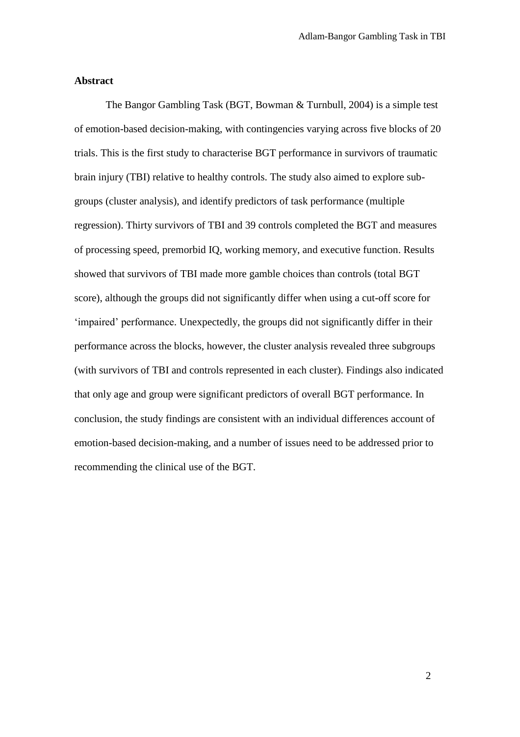**Abstract**

The Bangor Gambling Task (BGT, Bowman & Turnbull, 2004) is a simple test of emotion-based decision-making, with contingencies varying across five blocks of 20 trials. This is the first study to characterise BGT performance in survivors of traumatic brain injury (TBI) relative to healthy controls. The study also aimed to explore sub-groups (cluster analysis), and identify predictors of task performance (multiple regression). Thirty survivors of TBI and 39 controls completed the BGT and measures of processing speed, premorbid IQ, working memory, and executive function. Results showed that survivors of TBI made more gamble choices than controls (total BGT score), although the groups did not significantly differ when using a cut-off score for 'impaired' performance. Unexpectedly, the groups did not significantly differ in their performance across the blocks, however, the cluster analysis revealed three subgroups (with survivors of TBI and controls represented in each cluster). Findings also indicated that only age and group were significant predictors of overall BGT performance. In conclusion, the study findings are consistent with an individual differences account of emotion-based decision-making, and a number of issues need to be addressed prior to recommending the clinical use of the BGT.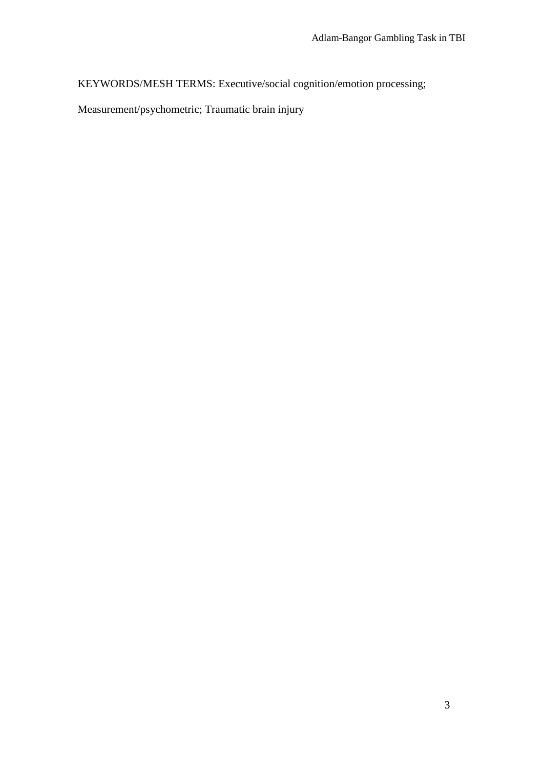KEYWORDS/MESH TERMS: Executive/social cognition/emotion processing; Measurement/psychometric; Traumatic brain injury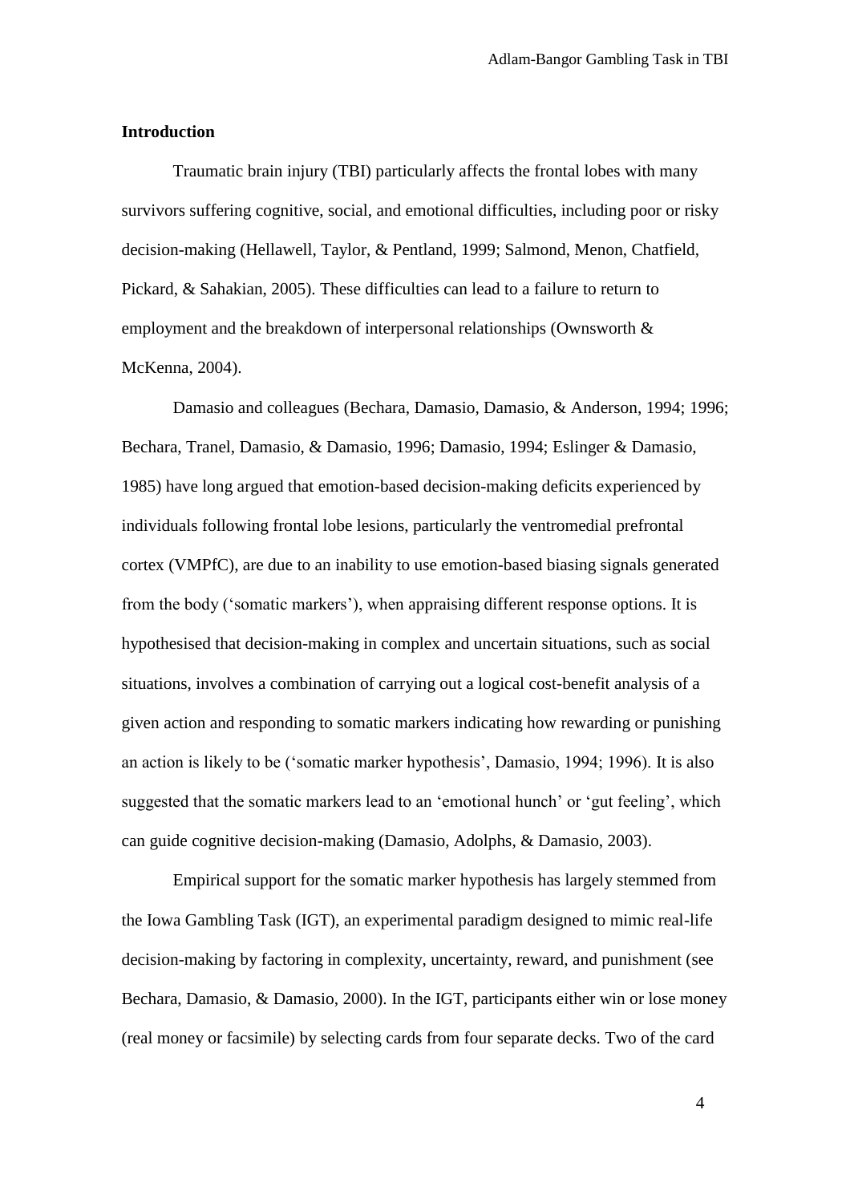## Introduction

Traumatic brain injury (TBI) particularly affects the frontal lobes with many survivors suffering cognitive, social, and emotional difficulties, including poor or risky decision-making (Hellawell, Taylor, & Pentland, 1999; Salmond, Menon, Chatfield, Pickard, & Sahakian, 2005). These difficulties can lead to a failure to return to employment and the breakdown of interpersonal relationships (Ownsworth & McKenna, 2004).

Damasio and colleagues (Bechara, Damasio, Damasio, & Anderson, 1994; 1996; Bechara, Tranel, Damasio, & Damasio, 1996; Damasio, 1994; Eslinger & Damasio, 1985) have long argued that emotion-based decision-making deficits experienced by individuals following frontal lobe lesions, particularly the ventromedial prefrontal cortex (VMPfC), are due to an inability to use emotion-based biasing signals generated from the body ('somatic markers'), when appraising different response options. It is hypothesised that decision-making in complex and uncertain situations, such as social situations, involves a combination of carrying out a logical cost-benefit analysis of a given action and responding to somatic markers indicating how rewarding or punishing an action is likely to be ('somatic marker hypothesis', Damasio, 1994; 1996). It is also suggested that the somatic markers lead to an 'emotional hunch' or 'gut feeling', which can guide cognitive decision-making (Damasio, Adolphs, & Damasio, 2003).

Empirical support for the somatic marker hypothesis has largely stemmed from the Iowa Gambling Task (IGT), an experimental paradigm designed to mimic real-life decision-making by factoring in complexity, uncertainty, reward, and punishment (see Bechara, Damasio, & Damasio, 2000). In the IGT, participants either win or lose money (real money or facsimile) by selecting cards from four separate decks. Two of the card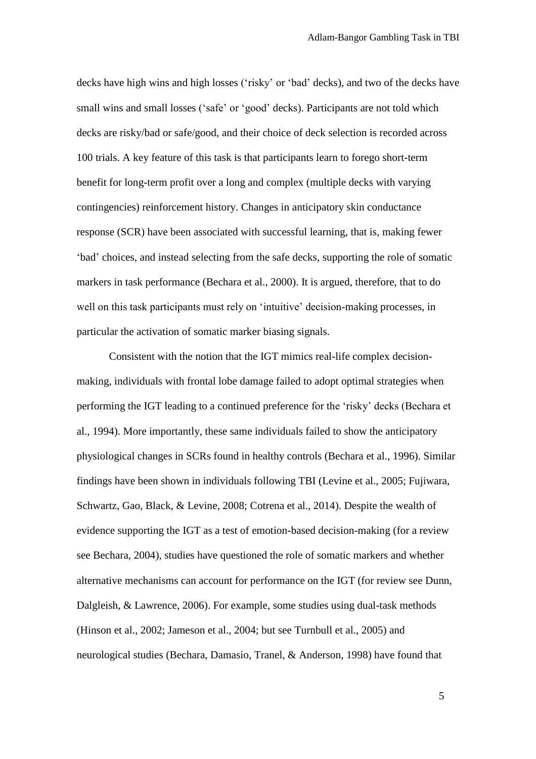decks have high wins and high losses ('risky' or 'bad' decks), and two of the decks have small wins and small losses ('safe' or 'good' decks). Participants are not told which decks are risky/bad or safe/good, and their choice of deck selection is recorded across 100 trials. A key feature of this task is that participants learn to forego short-term benefit for long-term profit over a long and complex (multiple decks with varying contingencies) reinforcement history. Changes in anticipatory skin conductance response (SCR) have been associated with successful learning, that is, making fewer 'bad' choices, and instead selecting from the safe decks, supporting the role of somatic markers in task performance (Bechara et al., 2000). It is argued, therefore, that to do well on this task participants must rely on 'intuitive' decision-making processes, in particular the activation of somatic marker biasing signals.

Consistent with the notion that the IGT mimics real-life complex decision-making, individuals with frontal lobe damage failed to adopt optimal strategies when performing the IGT leading to a continued preference for the 'risky' decks (Bechara et al., 1994). More importantly, these same individuals failed to show the anticipatory physiological changes in SCRs found in healthy controls (Bechara et al., 1996). Similar findings have been shown in individuals following TBI (Levine et al., 2005; Fujiwara, Schwartz, Gao, Black, & Levine, 2008; Cotrena et al., 2014). Despite the wealth of evidence supporting the IGT as a test of emotion-based decision-making (for a review see Bechara, 2004), studies have questioned the role of somatic markers and whether alternative mechanisms can account for performance on the IGT (for review see Dunn, Dalgleish, & Lawrence, 2006). For example, some studies using dual-task methods (Hinson et al., 2002; Jameson et al., 2004; but see Turnbull et al., 2005) and neurological studies (Bechara, Damasio, Tranel, & Anderson, 1998) have found that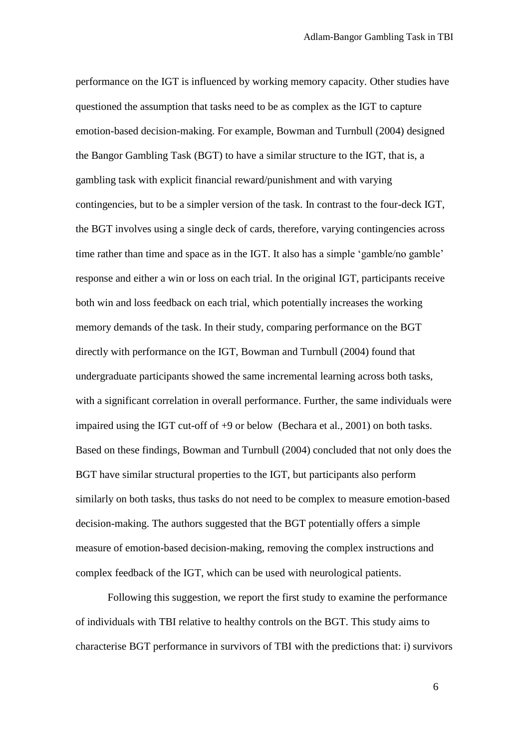performance on the IGT is influenced by working memory capacity. Other studies have questioned the assumption that tasks need to be as complex as the IGT to capture emotion-based decision-making. For example, Bowman and Turnbull (2004) designed the Bangor Gambling Task (BGT) to have a similar structure to the IGT, that is, a gambling task with explicit financial reward/punishment and with varying contingencies, but to be a simpler version of the task. In contrast to the four-deck IGT, the BGT involves using a single deck of cards, therefore, varying contingencies across time rather than time and space as in the IGT. It also has a simple 'gamble/no gamble' response and either a win or loss on each trial. In the original IGT, participants receive both win and loss feedback on each trial, which potentially increases the working memory demands of the task. In their study, comparing performance on the BGT directly with performance on the IGT, Bowman and Turnbull (2004) found that undergraduate participants showed the same incremental learning across both tasks, with a significant correlation in overall performance. Further, the same individuals were impaired using the IGT cut-off of +9 or below (Bechara et al., 2001) on both tasks. Based on these findings, Bowman and Turnbull (2004) concluded that not only does the BGT have similar structural properties to the IGT, but participants also perform similarly on both tasks, thus tasks do not need to be complex to measure emotion-based decision-making. The authors suggested that the BGT potentially offers a simple measure of emotion-based decision-making, removing the complex instructions and complex feedback of the IGT, which can be used with neurological patients.

Following this suggestion, we report the first study to examine the performance of individuals with TBI relative to healthy controls on the BGT. This study aims to characterise BGT performance in survivors of TBI with the predictions that: i) survivors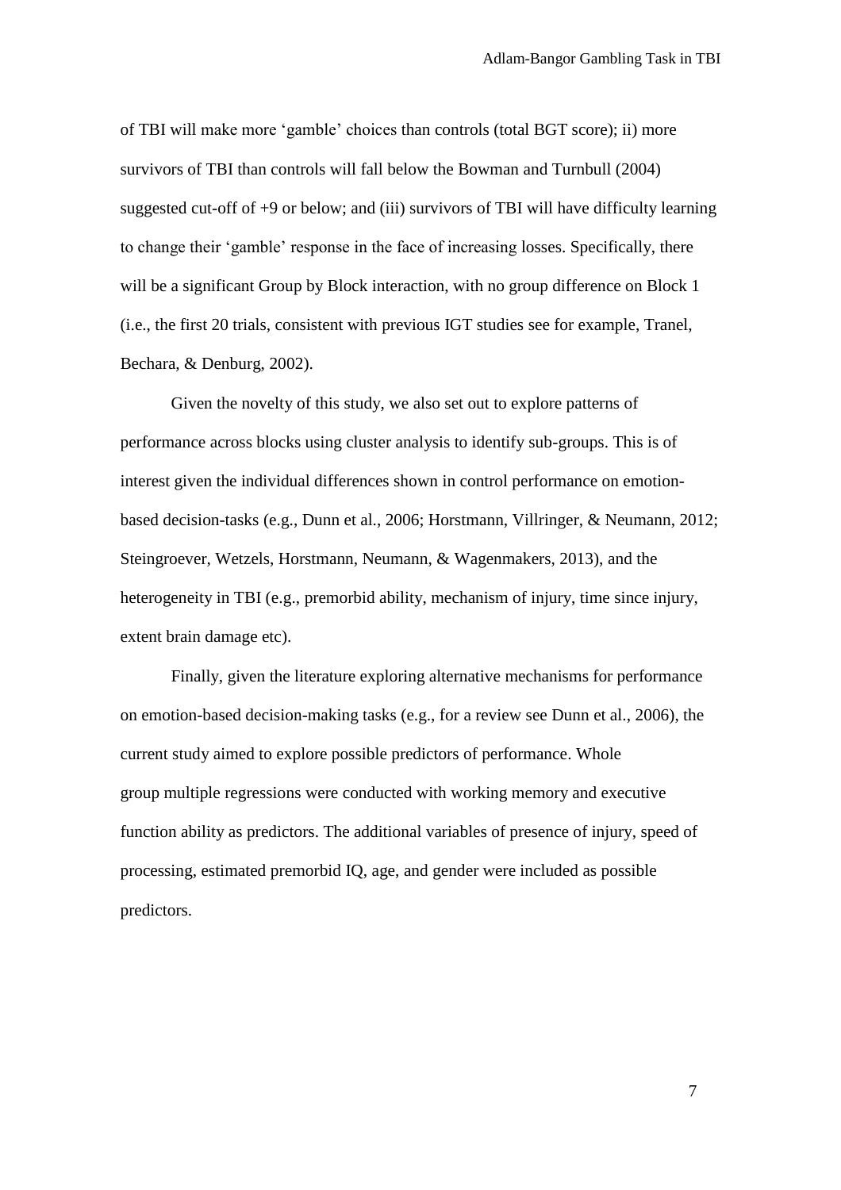of TBI will make more 'gamble' choices than controls (total BGT score); ii) more survivors of TBI than controls will fall below the Bowman and Turnbull (2004) suggested cut-off of +9 or below; and (iii) survivors of TBI will have difficulty learning to change their 'gamble' response in the face of increasing losses. Specifically, there will be a significant Group by Block interaction, with no group difference on Block 1 (i.e., the first 20 trials, consistent with previous IGT studies see for example, Tranel, Bechara, & Denburg, 2002).

Given the novelty of this study, we also set out to explore patterns of performance across blocks using cluster analysis to identify sub-groups. This is of interest given the individual differences shown in control performance on emotion-based decision-tasks (e.g., Dunn et al., 2006; Horstmann, Villringer, & Neumann, 2012; Steingroever, Wetzels, Horstmann, Neumann, & Wagenmakers, 2013), and the heterogeneity in TBI (e.g., premorbid ability, mechanism of injury, time since injury, extent brain damage etc).

Finally, given the literature exploring alternative mechanisms for performance on emotion-based decision-making tasks (e.g., for a review see Dunn et al., 2006), the current study aimed to explore possible predictors of performance. Whole group multiple regressions were conducted with working memory and executive function ability as predictors. The additional variables of presence of injury, speed of processing, estimated premorbid IQ, age, and gender were included as possible predictors.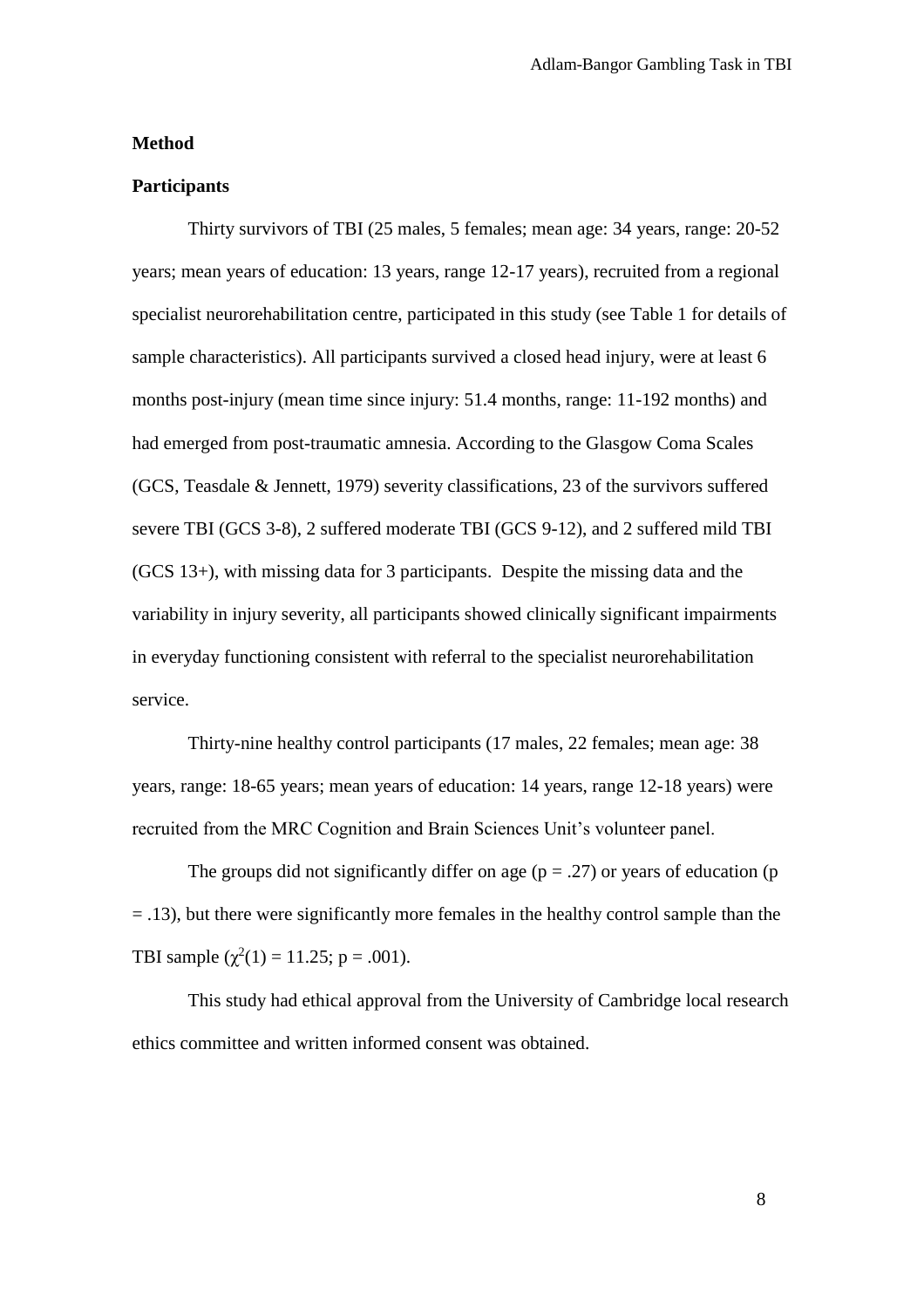**Method**

**Participants**

Thirty survivors of TBI (25 males, 5 females; mean age: 34 years, range: 20-52 years; mean years of education: 13 years, range 12-17 years), recruited from a regional specialist neurorehabilitation centre, participated in this study (see Table 1 for details of sample characteristics). All participants survived a closed head injury, were at least 6 months post-injury (mean time since injury: 51.4 months, range: 11-192 months) and had emerged from post-traumatic amnesia. According to the Glasgow Coma Scales (GCS, Teasdale & Jennett, 1979) severity classifications, 23 of the survivors suffered severe TBI (GCS 3-8), 2 suffered moderate TBI (GCS 9-12), and 2 suffered mild TBI (GCS 13+), with missing data for 3 participants. Despite the missing data and the variability in injury severity, all participants showed clinically significant impairments in everyday functioning consistent with referral to the specialist neurorehabilitation service.

Thirty-nine healthy control participants (17 males, 22 females; mean age: 38 years, range: 18-65 years; mean years of education: 14 years, range 12-18 years) were recruited from the MRC Cognition and Brain Sciences Unit's volunteer panel.

The groups did not significantly differ on age ($p = .27$) or years of education ($p = .13$), but there were significantly more females in the healthy control sample than the TBI sample ($\chi^2(1) = 11.25$; $p = .001$).

This study had ethical approval from the University of Cambridge local research ethics committee and written informed consent was obtained.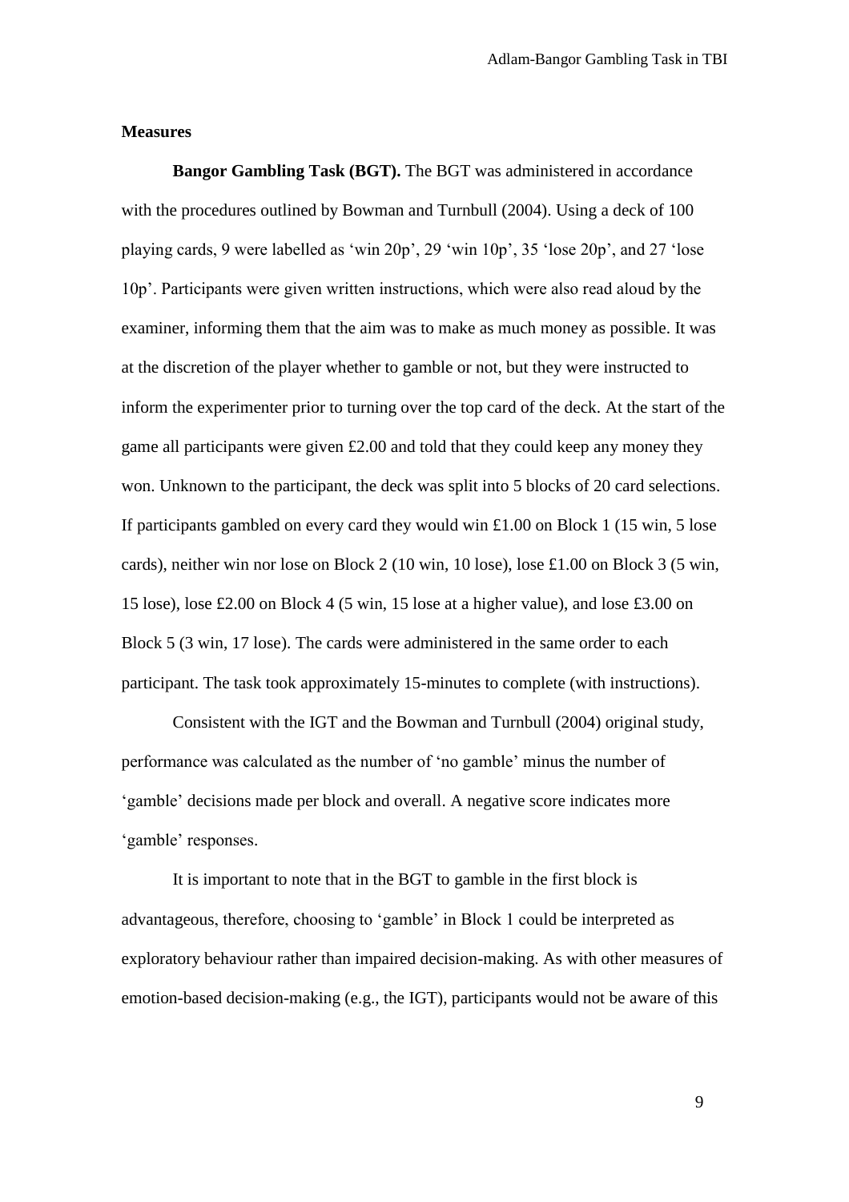**Measures**

**Bangor Gambling Task (BGT).** The BGT was administered in accordance with the procedures outlined by Bowman and Turnbull (2004). Using a deck of 100 playing cards, 9 were labelled as 'win 20p', 29 'win 10p', 35 'lose 20p', and 27 'lose 10p'. Participants were given written instructions, which were also read aloud by the examiner, informing them that the aim was to make as much money as possible. It was at the discretion of the player whether to gamble or not, but they were instructed to inform the experimenter prior to turning over the top card of the deck. At the start of the game all participants were given £2.00 and told that they could keep any money they won. Unknown to the participant, the deck was split into 5 blocks of 20 card selections. If participants gambled on every card they would win £1.00 on Block 1 (15 win, 5 lose cards), neither win nor lose on Block 2 (10 win, 10 lose), lose £1.00 on Block 3 (5 win, 15 lose), lose £2.00 on Block 4 (5 win, 15 lose at a higher value), and lose £3.00 on Block 5 (3 win, 17 lose). The cards were administered in the same order to each participant. The task took approximately 15-minutes to complete (with instructions).

Consistent with the IGT and the Bowman and Turnbull (2004) original study, performance was calculated as the number of 'no gamble' minus the number of 'gamble' decisions made per block and overall. A negative score indicates more 'gamble' responses.

It is important to note that in the BGT to gamble in the first block is advantageous, therefore, choosing to 'gamble' in Block 1 could be interpreted as exploratory behaviour rather than impaired decision-making. As with other measures of emotion-based decision-making (e.g., the IGT), participants would not be aware of this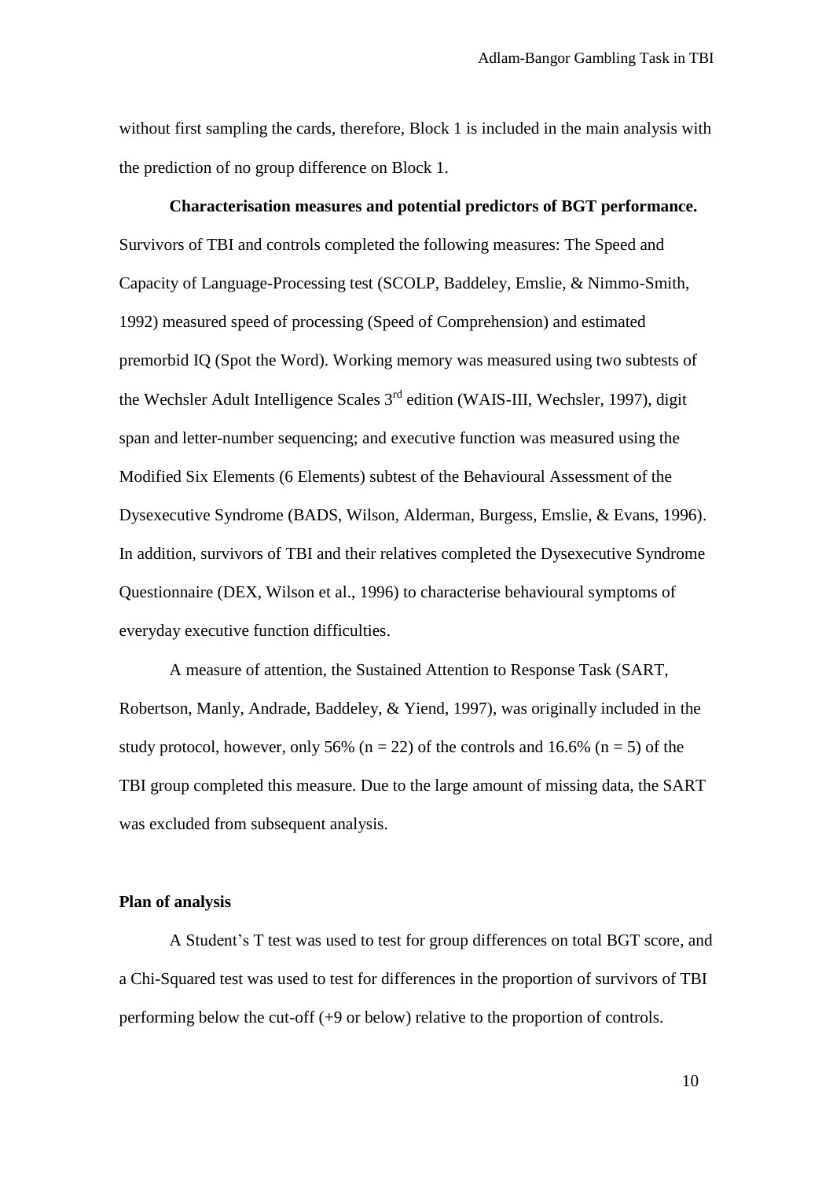without first sampling the cards, therefore, Block 1 is included in the main analysis with the prediction of no group difference on Block 1.

**Characterisation measures and potential predictors of BGT performance.** Survivors of TBI and controls completed the following measures: The Speed and Capacity of Language-Processing test (SCOLP, Baddeley, Emslie, & Nimmo-Smith, 1992) measured speed of processing (Speed of Comprehension) and estimated premorbid IQ (Spot the Word). Working memory was measured using two subtests of the Wechsler Adult Intelligence Scales 3rd edition (WAIS-III, Wechsler, 1997), digit span and letter-number sequencing; and executive function was measured using the Modified Six Elements (6 Elements) subtest of the Behavioural Assessment of the Dysexecutive Syndrome (BADS, Wilson, Alderman, Burgess, Emslie, & Evans, 1996). In addition, survivors of TBI and their relatives completed the Dysexecutive Syndrome Questionnaire (DEX, Wilson et al., 1996) to characterise behavioural symptoms of everyday executive function difficulties.

A measure of attention, the Sustained Attention to Response Task (SART, Robertson, Manly, Andrade, Baddeley, & Yiend, 1997), was originally included in the study protocol, however, only 56% ($n = 22$) of the controls and 16.6% ($n = 5$) of the TBI group completed this measure. Due to the large amount of missing data, the SART was excluded from subsequent analysis.

## Plan of analysis

A Student's T test was used to test for group differences on total BGT score, and a Chi-Squared test was used to test for differences in the proportion of survivors of TBI performing below the cut-off (+9 or below) relative to the proportion of controls.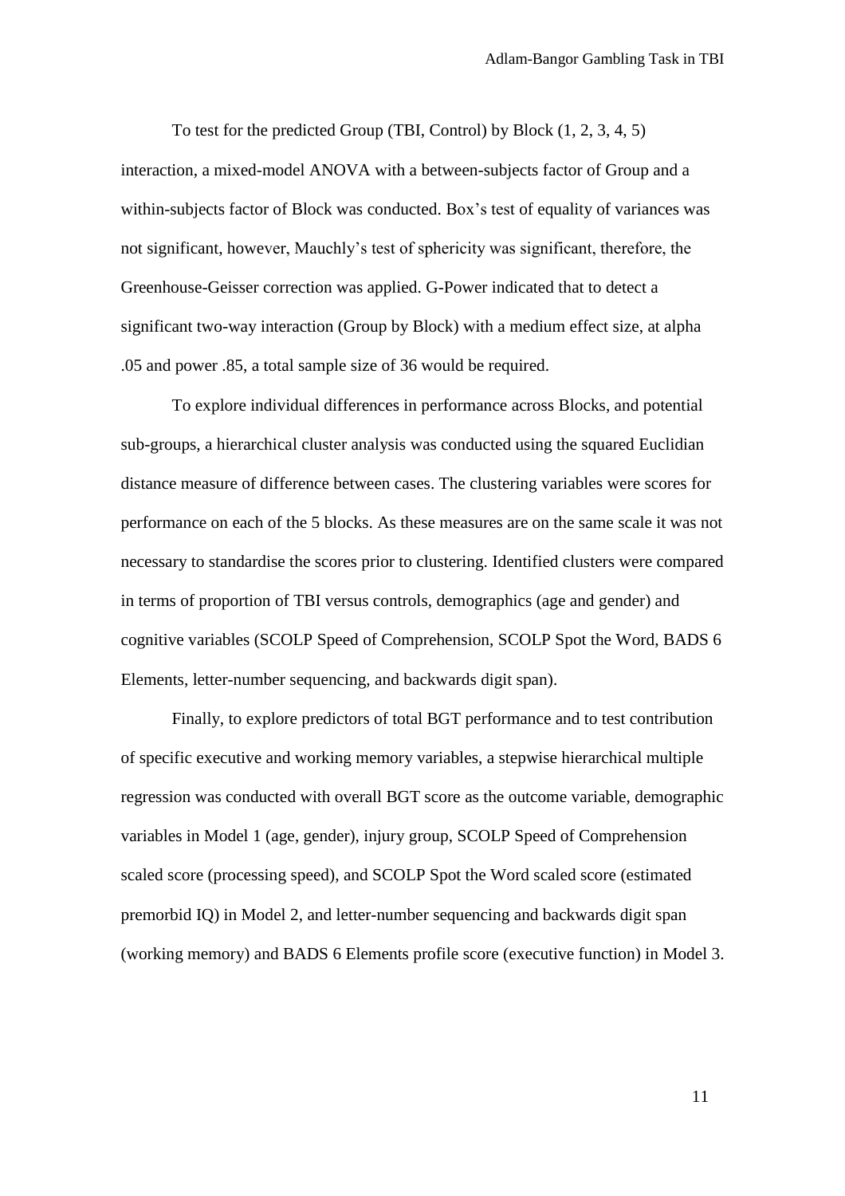To test for the predicted Group (TBI, Control) by Block (1, 2, 3, 4, 5) interaction, a mixed-model ANOVA with a between-subjects factor of Group and a within-subjects factor of Block was conducted. Box's test of equality of variances was not significant, however, Mauchly's test of sphericity was significant, therefore, the Greenhouse-Geisser correction was applied. G-Power indicated that to detect a significant two-way interaction (Group by Block) with a medium effect size, at alpha .05 and power .85, a total sample size of 36 would be required.

To explore individual differences in performance across Blocks, and potential sub-groups, a hierarchical cluster analysis was conducted using the squared Euclidian distance measure of difference between cases. The clustering variables were scores for performance on each of the 5 blocks. As these measures are on the same scale it was not necessary to standardise the scores prior to clustering. Identified clusters were compared in terms of proportion of TBI versus controls, demographics (age and gender) and cognitive variables (SCOLP Speed of Comprehension, SCOLP Spot the Word, BADS 6 Elements, letter-number sequencing, and backwards digit span).

Finally, to explore predictors of total BGT performance and to test contribution of specific executive and working memory variables, a stepwise hierarchical multiple regression was conducted with overall BGT score as the outcome variable, demographic variables in Model 1 (age, gender), injury group, SCOLP Speed of Comprehension scaled score (processing speed), and SCOLP Spot the Word scaled score (estimated premorbid IQ) in Model 2, and letter-number sequencing and backwards digit span (working memory) and BADS 6 Elements profile score (executive function) in Model 3.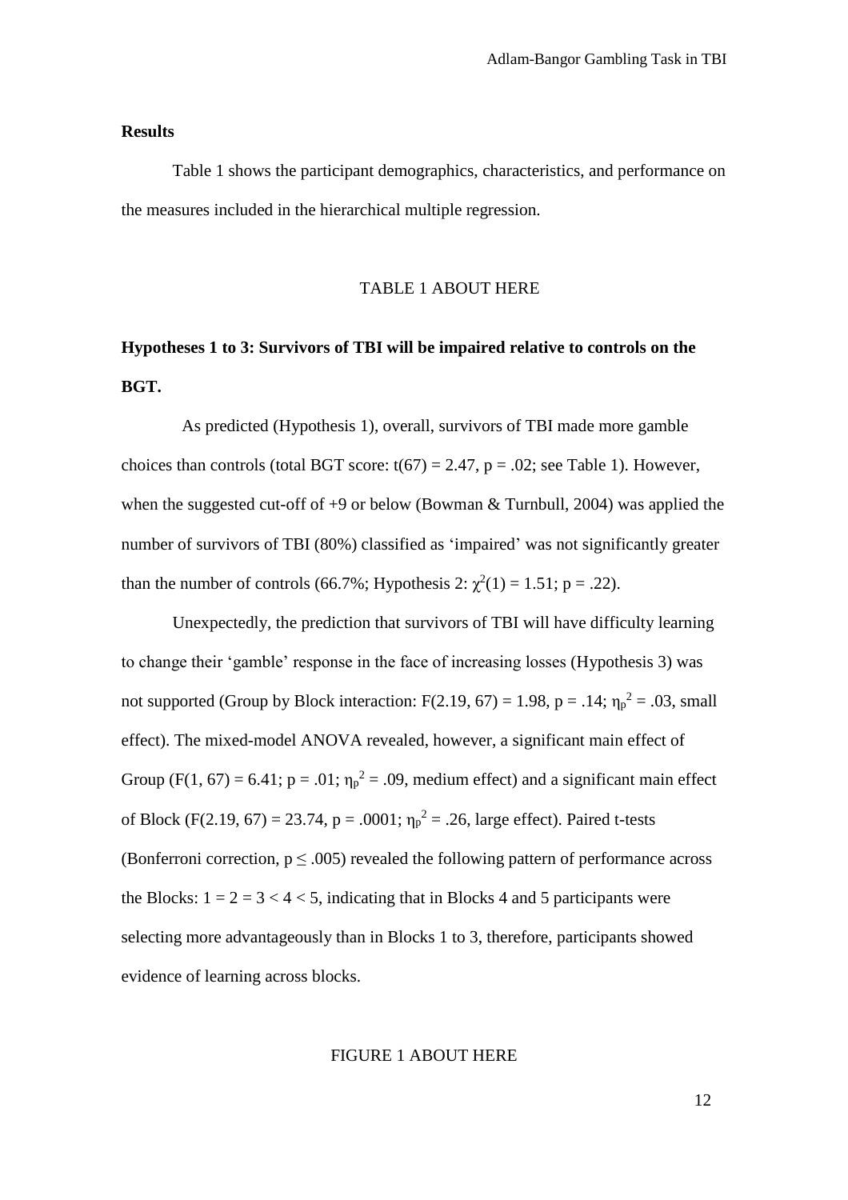**Results**

Table 1 shows the participant demographics, characteristics, and performance on the measures included in the hierarchical multiple regression.

TABLE 1 ABOUT HERE

**Hypotheses 1 to 3: Survivors of TBI will be impaired relative to controls on the BGT.**

As predicted (Hypothesis 1), overall, survivors of TBI made more gamble choices than controls (total BGT score: $t(67) = 2.47$, $p = .02$; see Table 1). However, when the suggested cut-off of +9 or below (Bowman & Turnbull, 2004) was applied the number of survivors of TBI (80%) classified as 'impaired' was not significantly greater than the number of controls (66.7%; Hypothesis 2: $\chi^2(1) = 1.51$; $p = .22$).

Unexpectedly, the prediction that survivors of TBI will have difficulty learning to change their 'gamble' response in the face of increasing losses (Hypothesis 3) was not supported (Group by Block interaction: $F(2.19, 67) = 1.98$, $p = .14$; $\eta_p^2 = .03$, small effect). The mixed-model ANOVA revealed, however, a significant main effect of Group ($F(1, 67) = 6.41$; $p = .01$; $\eta_p^2 = .09$, medium effect) and a significant main effect of Block ($F(2.19, 67) = 23.74$, $p = .0001$; $\eta_p^2 = .26$, large effect). Paired t-tests (Bonferroni correction, $p \leq .005$) revealed the following pattern of performance across the Blocks: $1 = 2 = 3 < 4 < 5$, indicating that in Blocks 4 and 5 participants were selecting more advantageously than in Blocks 1 to 3, therefore, participants showed evidence of learning across blocks.

FIGURE 1 ABOUT HERE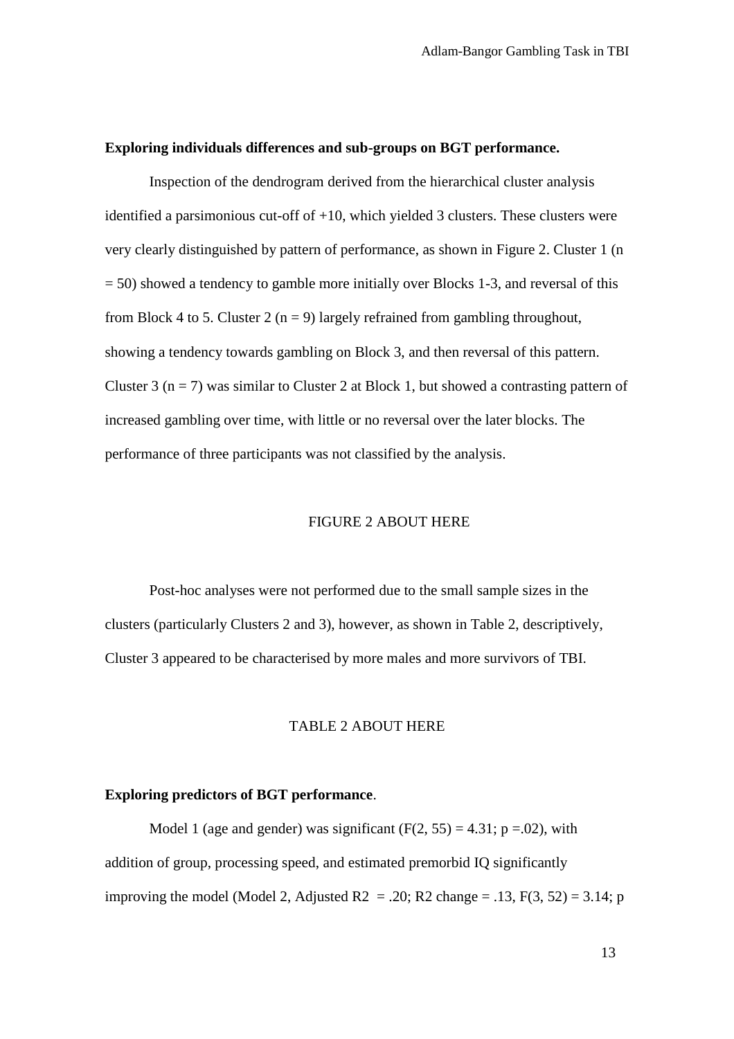**Exploring individuals differences and sub-groups on BGT performance.**

Inspection of the dendrogram derived from the hierarchical cluster analysis identified a parsimonious cut-off of +10, which yielded 3 clusters. These clusters were very clearly distinguished by pattern of performance, as shown in Figure 2. Cluster 1 ($n = 50$) showed a tendency to gamble more initially over Blocks 1-3, and reversal of this from Block 4 to 5. Cluster 2 ($n = 9$) largely refrained from gambling throughout, showing a tendency towards gambling on Block 3, and then reversal of this pattern. Cluster 3 ($n = 7$) was similar to Cluster 2 at Block 1, but showed a contrasting pattern of increased gambling over time, with little or no reversal over the later blocks. The performance of three participants was not classified by the analysis.

FIGURE 2 ABOUT HERE

Post-hoc analyses were not performed due to the small sample sizes in the clusters (particularly Clusters 2 and 3), however, as shown in Table 2, descriptively, Cluster 3 appeared to be characterised by more males and more survivors of TBI.

TABLE 2 ABOUT HERE

**Exploring predictors of BGT performance**.

Model 1 (age and gender) was significant ($F(2, 55) = 4.31$; $p = .02$), with addition of group, processing speed, and estimated premorbid IQ significantly improving the model (Model 2, Adjusted $R^2 = .20$; $R^2$ change $= .13$, $F(3, 52) = 3.14$; p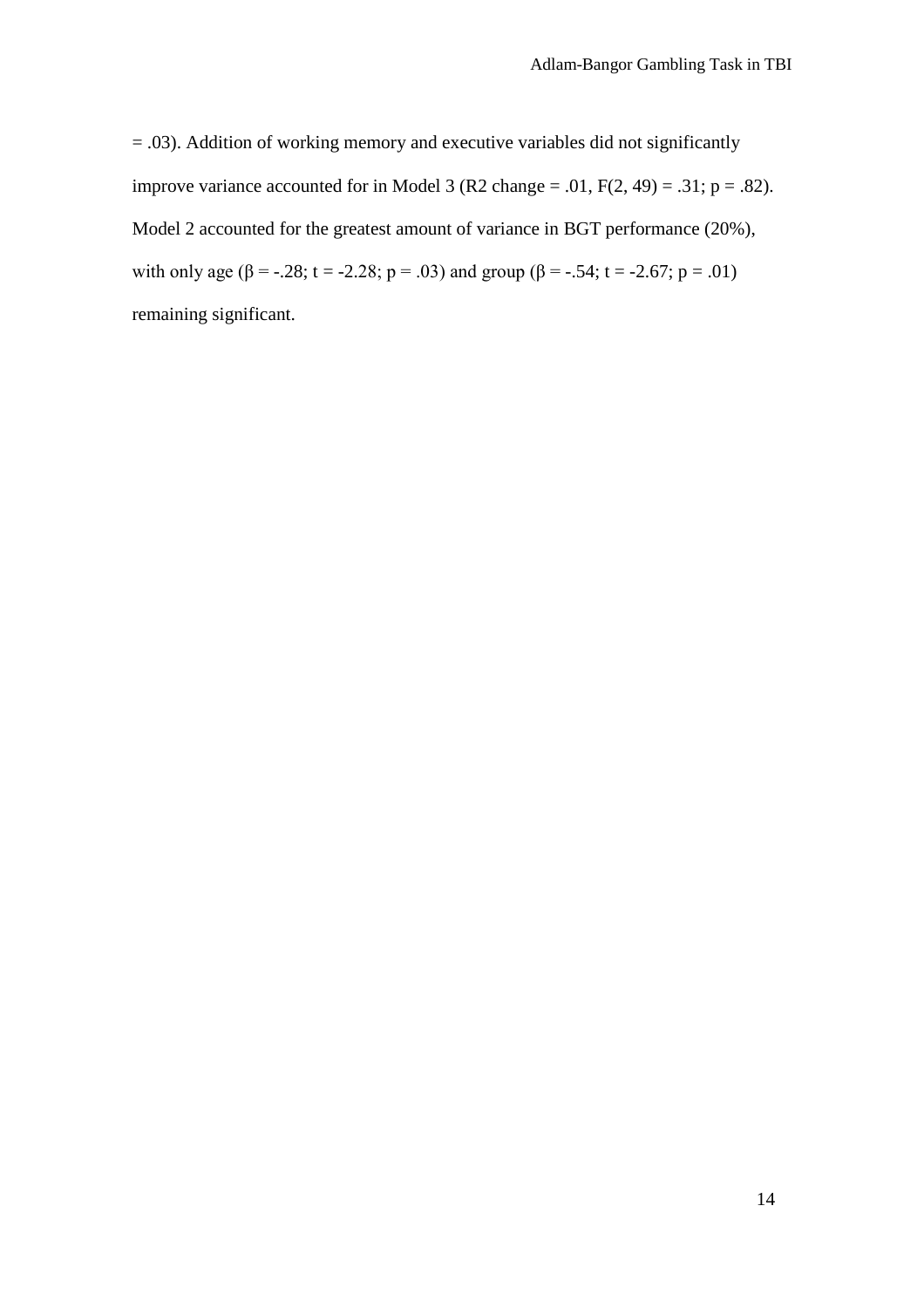= .03). Addition of working memory and executive variables did not significantly improve variance accounted for in Model 3 ($R^2$ change = .01, $F(2, 49) = .31$; $p = .82$). Model 2 accounted for the greatest amount of variance in BGT performance (20%), with only age ($\beta = -.28$; $t = -2.28$; $p = .03$) and group ($\beta = -.54$; $t = -2.67$; $p = .01$) remaining significant.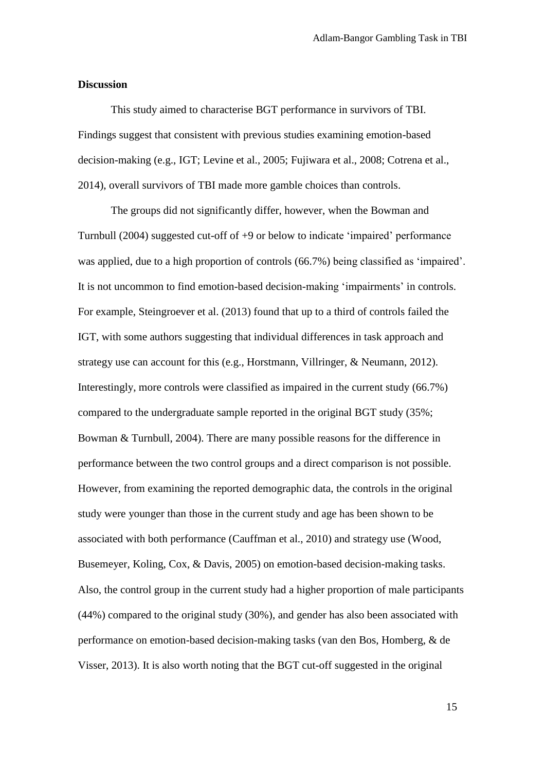## Discussion

This study aimed to characterise BGT performance in survivors of TBI. Findings suggest that consistent with previous studies examining emotion-based decision-making (e.g., IGT; Levine et al., 2005; Fujiwara et al., 2008; Cotrena et al., 2014), overall survivors of TBI made more gamble choices than controls.

The groups did not significantly differ, however, when the Bowman and Turnbull (2004) suggested cut-off of +9 or below to indicate 'impaired' performance was applied, due to a high proportion of controls (66.7%) being classified as 'impaired'. It is not uncommon to find emotion-based decision-making 'impairments' in controls. For example, Steingroever et al. (2013) found that up to a third of controls failed the IGT, with some authors suggesting that individual differences in task approach and strategy use can account for this (e.g., Horstmann, Villringer, & Neumann, 2012). Interestingly, more controls were classified as impaired in the current study (66.7%) compared to the undergraduate sample reported in the original BGT study (35%; Bowman & Turnbull, 2004). There are many possible reasons for the difference in performance between the two control groups and a direct comparison is not possible. However, from examining the reported demographic data, the controls in the original study were younger than those in the current study and age has been shown to be associated with both performance (Cauffman et al., 2010) and strategy use (Wood, Busemeyer, Koling, Cox, & Davis, 2005) on emotion-based decision-making tasks. Also, the control group in the current study had a higher proportion of male participants (44%) compared to the original study (30%), and gender has also been associated with performance on emotion-based decision-making tasks (van den Bos, Homberg, & de Visser, 2013). It is also worth noting that the BGT cut-off suggested in the original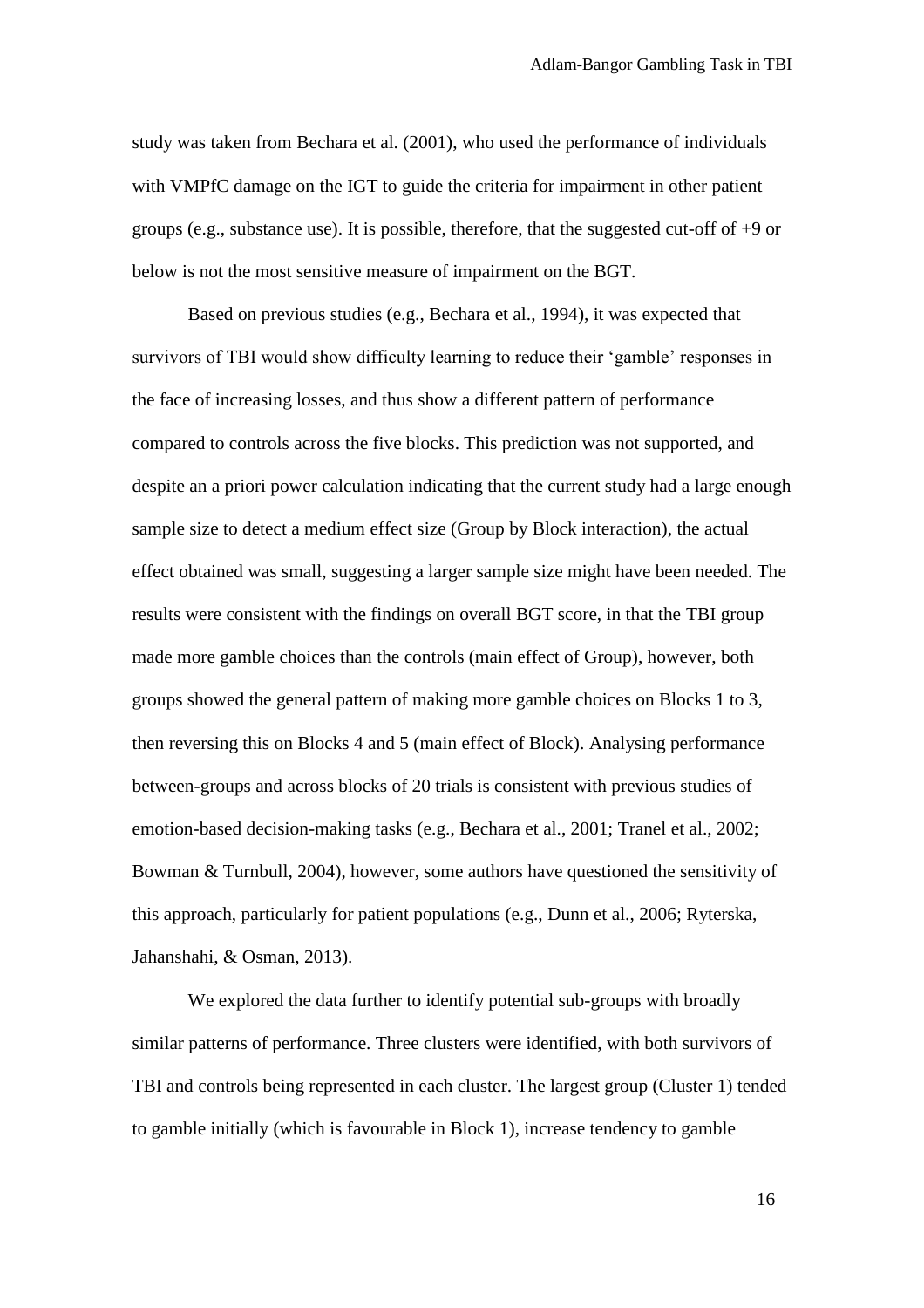study was taken from Bechara et al. (2001), who used the performance of individuals with VMPfC damage on the IGT to guide the criteria for impairment in other patient groups (e.g., substance use). It is possible, therefore, that the suggested cut-off of +9 or below is not the most sensitive measure of impairment on the BGT.

Based on previous studies (e.g., Bechara et al., 1994), it was expected that survivors of TBI would show difficulty learning to reduce their 'gamble' responses in the face of increasing losses, and thus show a different pattern of performance compared to controls across the five blocks. This prediction was not supported, and despite an a priori power calculation indicating that the current study had a large enough sample size to detect a medium effect size (Group by Block interaction), the actual effect obtained was small, suggesting a larger sample size might have been needed. The results were consistent with the findings on overall BGT score, in that the TBI group made more gamble choices than the controls (main effect of Group), however, both groups showed the general pattern of making more gamble choices on Blocks 1 to 3, then reversing this on Blocks 4 and 5 (main effect of Block). Analysing performance between-groups and across blocks of 20 trials is consistent with previous studies of emotion-based decision-making tasks (e.g., Bechara et al., 2001; Tranel et al., 2002; Bowman & Turnbull, 2004), however, some authors have questioned the sensitivity of this approach, particularly for patient populations (e.g., Dunn et al., 2006; Ryterska, Jahanshahi, & Osman, 2013).

We explored the data further to identify potential sub-groups with broadly similar patterns of performance. Three clusters were identified, with both survivors of TBI and controls being represented in each cluster. The largest group (Cluster 1) tended to gamble initially (which is favourable in Block 1), increase tendency to gamble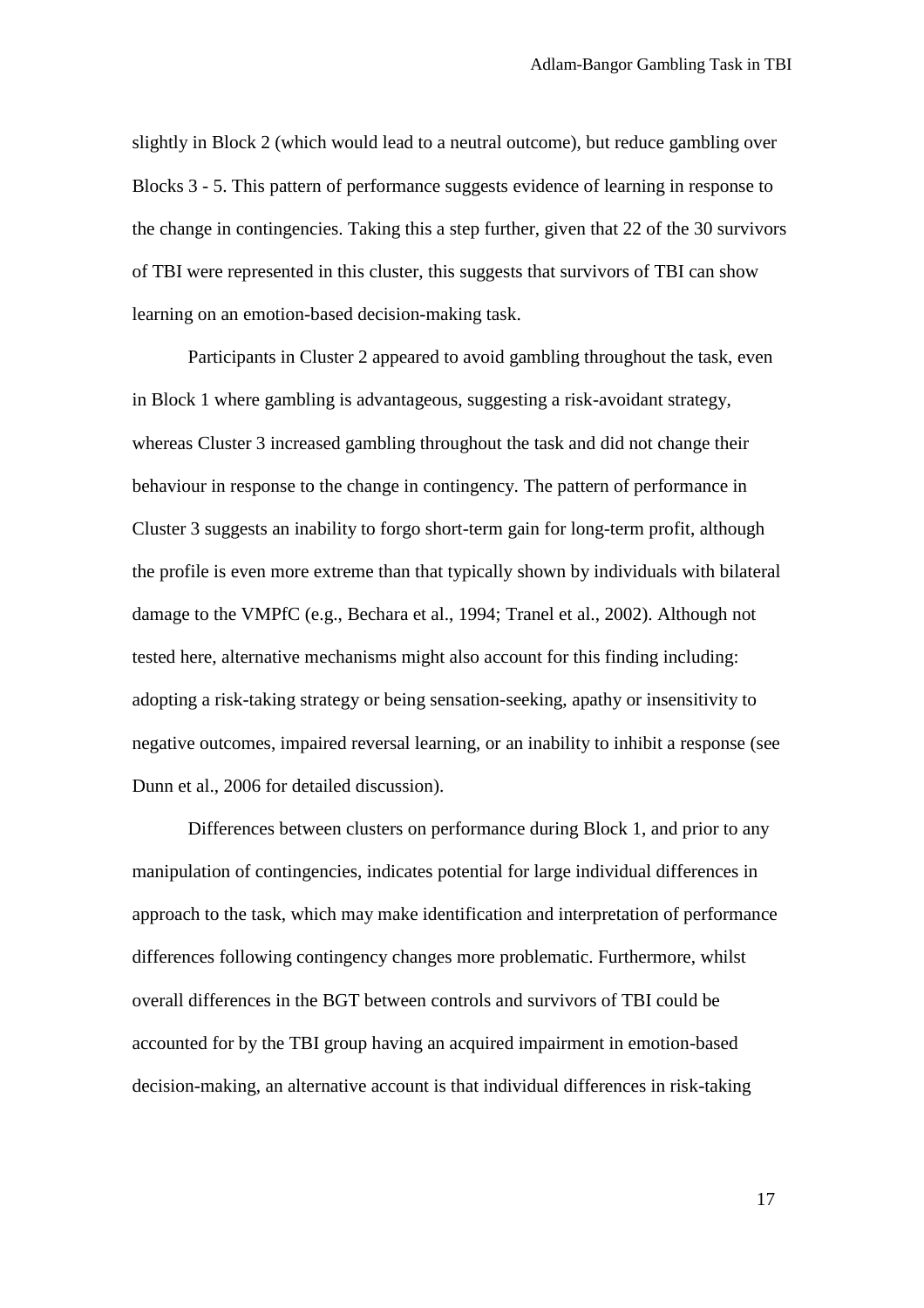slightly in Block 2 (which would lead to a neutral outcome), but reduce gambling over Blocks 3 - 5. This pattern of performance suggests evidence of learning in response to the change in contingencies. Taking this a step further, given that 22 of the 30 survivors of TBI were represented in this cluster, this suggests that survivors of TBI can show learning on an emotion-based decision-making task.

Participants in Cluster 2 appeared to avoid gambling throughout the task, even in Block 1 where gambling is advantageous, suggesting a risk-avoidant strategy, whereas Cluster 3 increased gambling throughout the task and did not change their behaviour in response to the change in contingency. The pattern of performance in Cluster 3 suggests an inability to forgo short-term gain for long-term profit, although the profile is even more extreme than that typically shown by individuals with bilateral damage to the VMPfC (e.g., Bechara et al., 1994; Tranel et al., 2002). Although not tested here, alternative mechanisms might also account for this finding including: adopting a risk-taking strategy or being sensation-seeking, apathy or insensitivity to negative outcomes, impaired reversal learning, or an inability to inhibit a response (see Dunn et al., 2006 for detailed discussion).

Differences between clusters on performance during Block 1, and prior to any manipulation of contingencies, indicates potential for large individual differences in approach to the task, which may make identification and interpretation of performance differences following contingency changes more problematic. Furthermore, whilst overall differences in the BGT between controls and survivors of TBI could be accounted for by the TBI group having an acquired impairment in emotion-based decision-making, an alternative account is that individual differences in risk-taking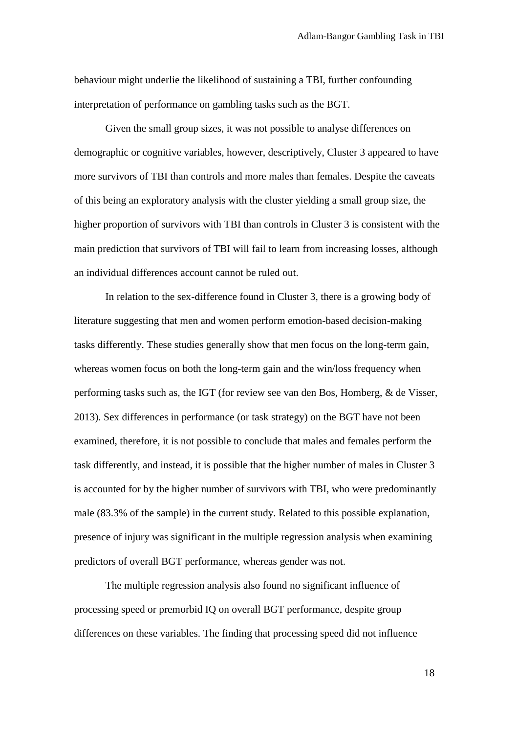behaviour might underlie the likelihood of sustaining a TBI, further confounding interpretation of performance on gambling tasks such as the BGT.

Given the small group sizes, it was not possible to analyse differences on demographic or cognitive variables, however, descriptively, Cluster 3 appeared to have more survivors of TBI than controls and more males than females. Despite the caveats of this being an exploratory analysis with the cluster yielding a small group size, the higher proportion of survivors with TBI than controls in Cluster 3 is consistent with the main prediction that survivors of TBI will fail to learn from increasing losses, although an individual differences account cannot be ruled out.

In relation to the sex-difference found in Cluster 3, there is a growing body of literature suggesting that men and women perform emotion-based decision-making tasks differently. These studies generally show that men focus on the long-term gain, whereas women focus on both the long-term gain and the win/loss frequency when performing tasks such as, the IGT (for review see van den Bos, Homberg, & de Visser, 2013). Sex differences in performance (or task strategy) on the BGT have not been examined, therefore, it is not possible to conclude that males and females perform the task differently, and instead, it is possible that the higher number of males in Cluster 3 is accounted for by the higher number of survivors with TBI, who were predominantly male (83.3% of the sample) in the current study. Related to this possible explanation, presence of injury was significant in the multiple regression analysis when examining predictors of overall BGT performance, whereas gender was not.

The multiple regression analysis also found no significant influence of processing speed or premorbid IQ on overall BGT performance, despite group differences on these variables. The finding that processing speed did not influence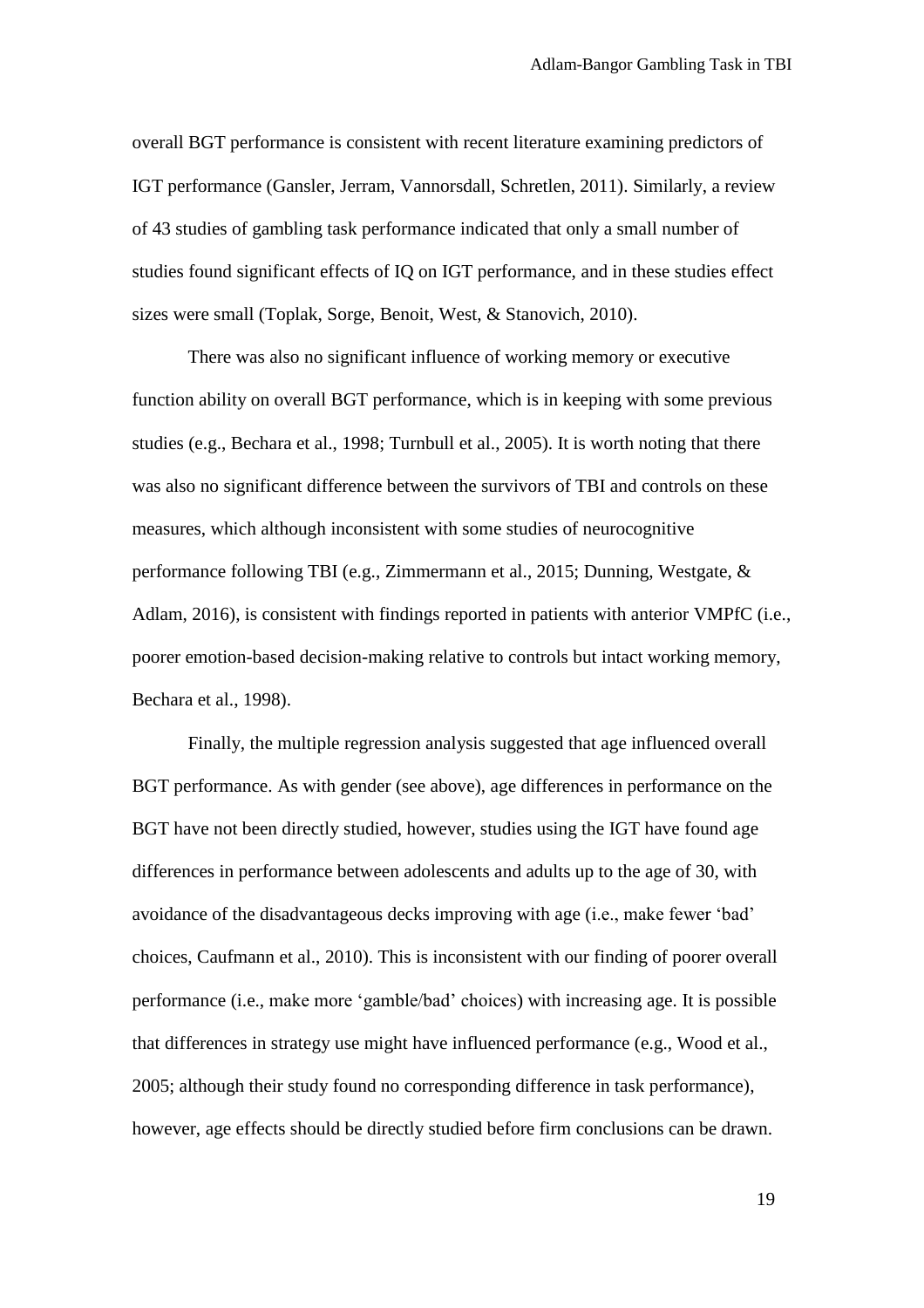overall BGT performance is consistent with recent literature examining predictors of IGT performance (Gansler, Jerram, Vannorsdall, Schretlen, 2011). Similarly, a review of 43 studies of gambling task performance indicated that only a small number of studies found significant effects of IQ on IGT performance, and in these studies effect sizes were small (Toplak, Sorge, Benoit, West, & Stanovich, 2010).

There was also no significant influence of working memory or executive function ability on overall BGT performance, which is in keeping with some previous studies (e.g., Bechara et al., 1998; Turnbull et al., 2005). It is worth noting that there was also no significant difference between the survivors of TBI and controls on these measures, which although inconsistent with some studies of neurocognitive performance following TBI (e.g., Zimmermann et al., 2015; Dunning, Westgate, & Adlam, 2016), is consistent with findings reported in patients with anterior VMPfC (i.e., poorer emotion-based decision-making relative to controls but intact working memory, Bechara et al., 1998).

Finally, the multiple regression analysis suggested that age influenced overall BGT performance. As with gender (see above), age differences in performance on the BGT have not been directly studied, however, studies using the IGT have found age differences in performance between adolescents and adults up to the age of 30, with avoidance of the disadvantageous decks improving with age (i.e., make fewer 'bad' choices, Caufmann et al., 2010). This is inconsistent with our finding of poorer overall performance (i.e., make more 'gamble/bad' choices) with increasing age. It is possible that differences in strategy use might have influenced performance (e.g., Wood et al., 2005; although their study found no corresponding difference in task performance), however, age effects should be directly studied before firm conclusions can be drawn.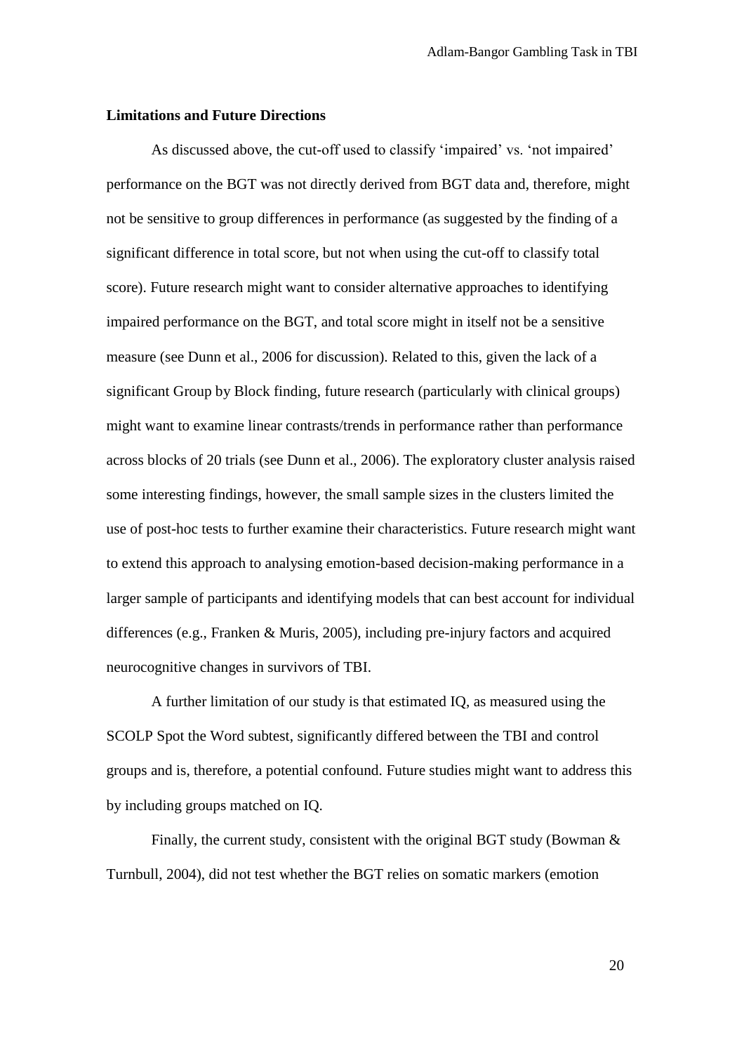**Limitations and Future Directions**

As discussed above, the cut-off used to classify 'impaired' vs. 'not impaired' performance on the BGT was not directly derived from BGT data and, therefore, might not be sensitive to group differences in performance (as suggested by the finding of a significant difference in total score, but not when using the cut-off to classify total score). Future research might want to consider alternative approaches to identifying impaired performance on the BGT, and total score might in itself not be a sensitive measure (see Dunn et al., 2006 for discussion). Related to this, given the lack of a significant Group by Block finding, future research (particularly with clinical groups) might want to examine linear contrasts/trends in performance rather than performance across blocks of 20 trials (see Dunn et al., 2006). The exploratory cluster analysis raised some interesting findings, however, the small sample sizes in the clusters limited the use of post-hoc tests to further examine their characteristics. Future research might want to extend this approach to analysing emotion-based decision-making performance in a larger sample of participants and identifying models that can best account for individual differences (e.g., Franken & Muris, 2005), including pre-injury factors and acquired neurocognitive changes in survivors of TBI.

A further limitation of our study is that estimated IQ, as measured using the SCOLP Spot the Word subtest, significantly differed between the TBI and control groups and is, therefore, a potential confound. Future studies might want to address this by including groups matched on IQ.

Finally, the current study, consistent with the original BGT study (Bowman & Turnbull, 2004), did not test whether the BGT relies on somatic markers (emotion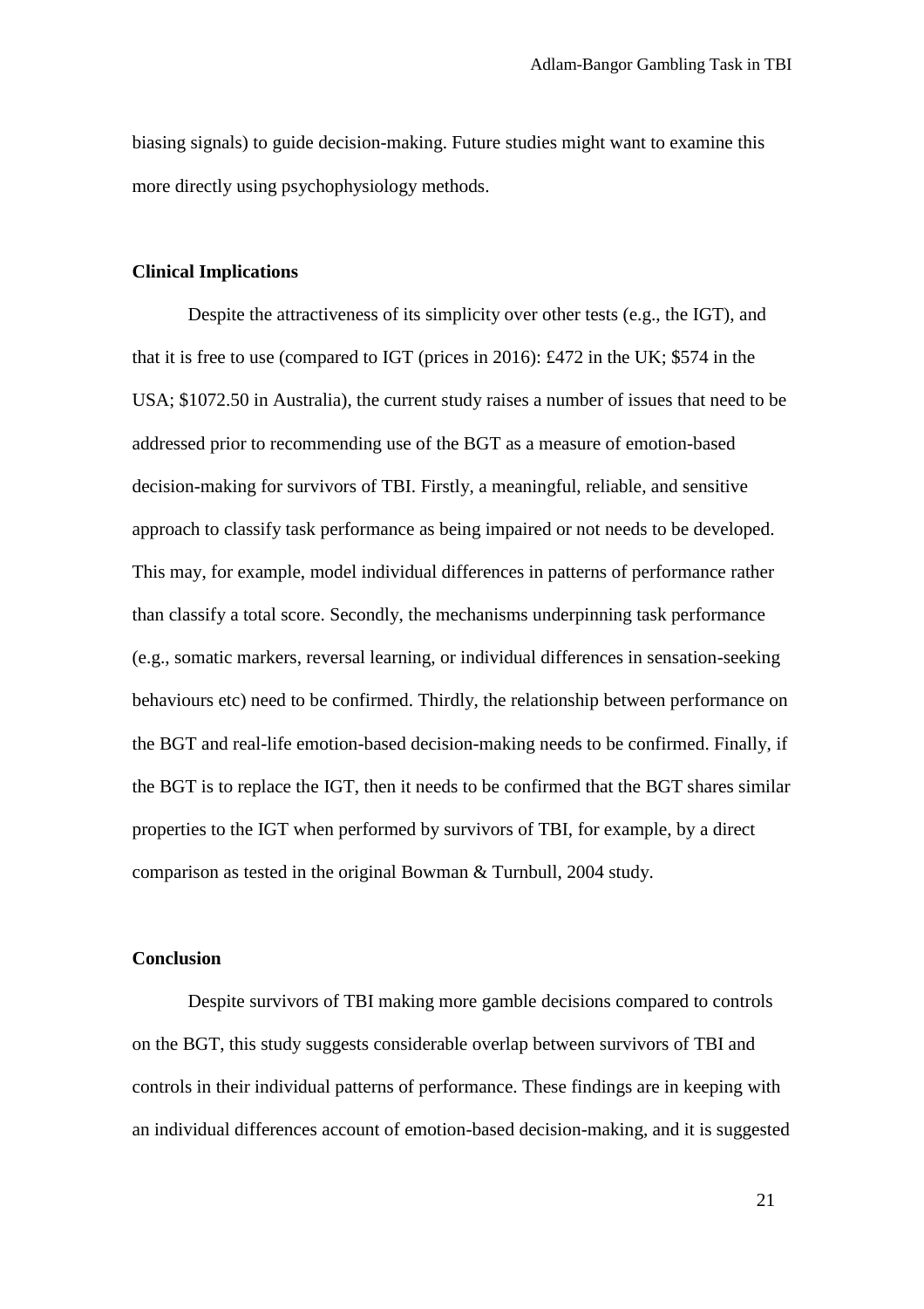biasing signals) to guide decision-making. Future studies might want to examine this more directly using psychophysiology methods.

**Clinical Implications**

Despite the attractiveness of its simplicity over other tests (e.g., the IGT), and that it is free to use (compared to IGT (prices in 2016): £472 in the UK; $574 in the USA; $1072.50 in Australia), the current study raises a number of issues that need to be addressed prior to recommending use of the BGT as a measure of emotion-based decision-making for survivors of TBI. Firstly, a meaningful, reliable, and sensitive approach to classify task performance as being impaired or not needs to be developed. This may, for example, model individual differences in patterns of performance rather than classify a total score. Secondly, the mechanisms underpinning task performance (e.g., somatic markers, reversal learning, or individual differences in sensation-seeking behaviours etc) need to be confirmed. Thirdly, the relationship between performance on the BGT and real-life emotion-based decision-making needs to be confirmed. Finally, if the BGT is to replace the IGT, then it needs to be confirmed that the BGT shares similar properties to the IGT when performed by survivors of TBI, for example, by a direct comparison as tested in the original Bowman & Turnbull, 2004 study.

**Conclusion**

Despite survivors of TBI making more gamble decisions compared to controls on the BGT, this study suggests considerable overlap between survivors of TBI and controls in their individual patterns of performance. These findings are in keeping with an individual differences account of emotion-based decision-making, and it is suggested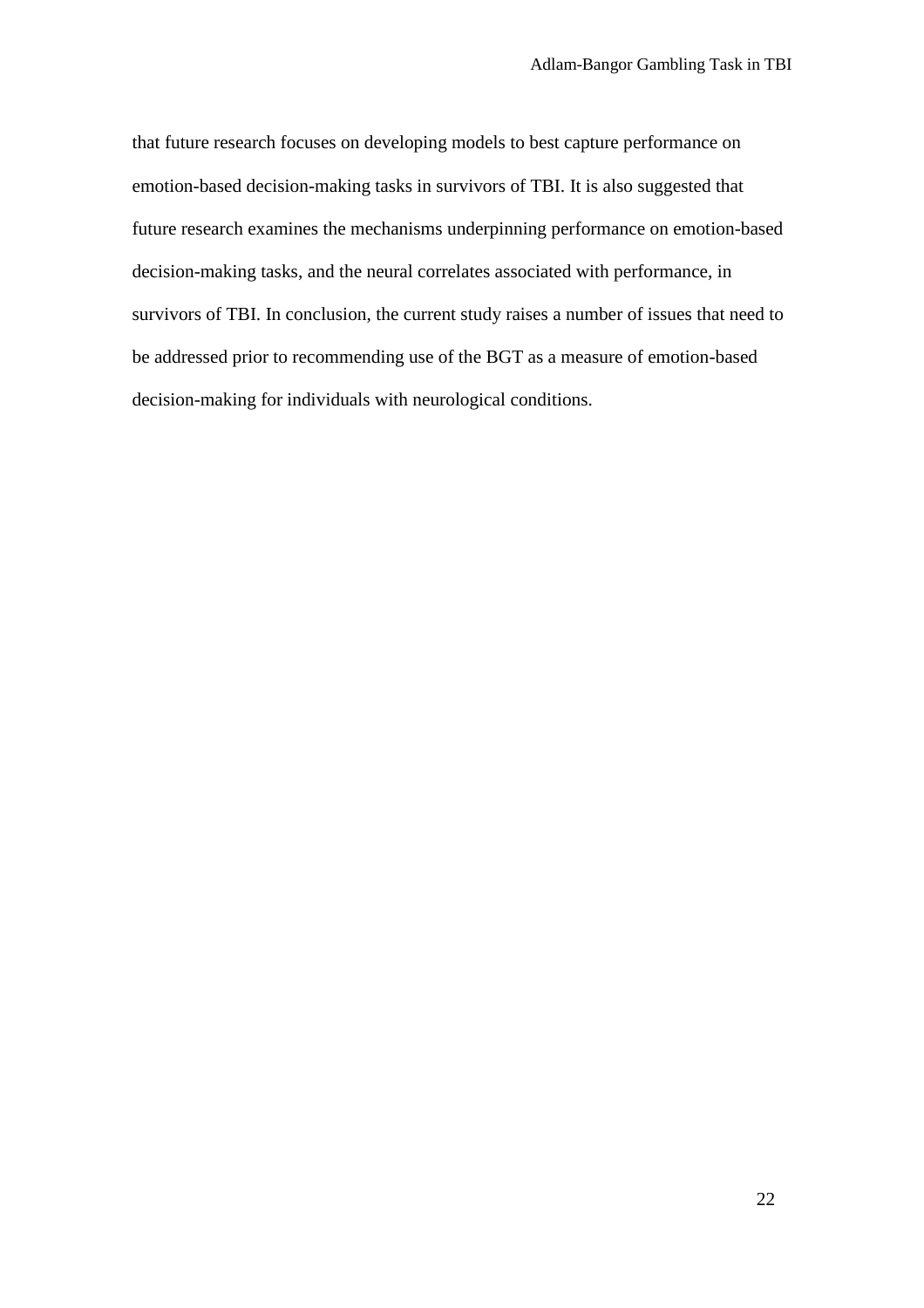that future research focuses on developing models to best capture performance on emotion-based decision-making tasks in survivors of TBI. It is also suggested that future research examines the mechanisms underpinning performance on emotion-based decision-making tasks, and the neural correlates associated with performance, in survivors of TBI. In conclusion, the current study raises a number of issues that need to be addressed prior to recommending use of the BGT as a measure of emotion-based decision-making for individuals with neurological conditions.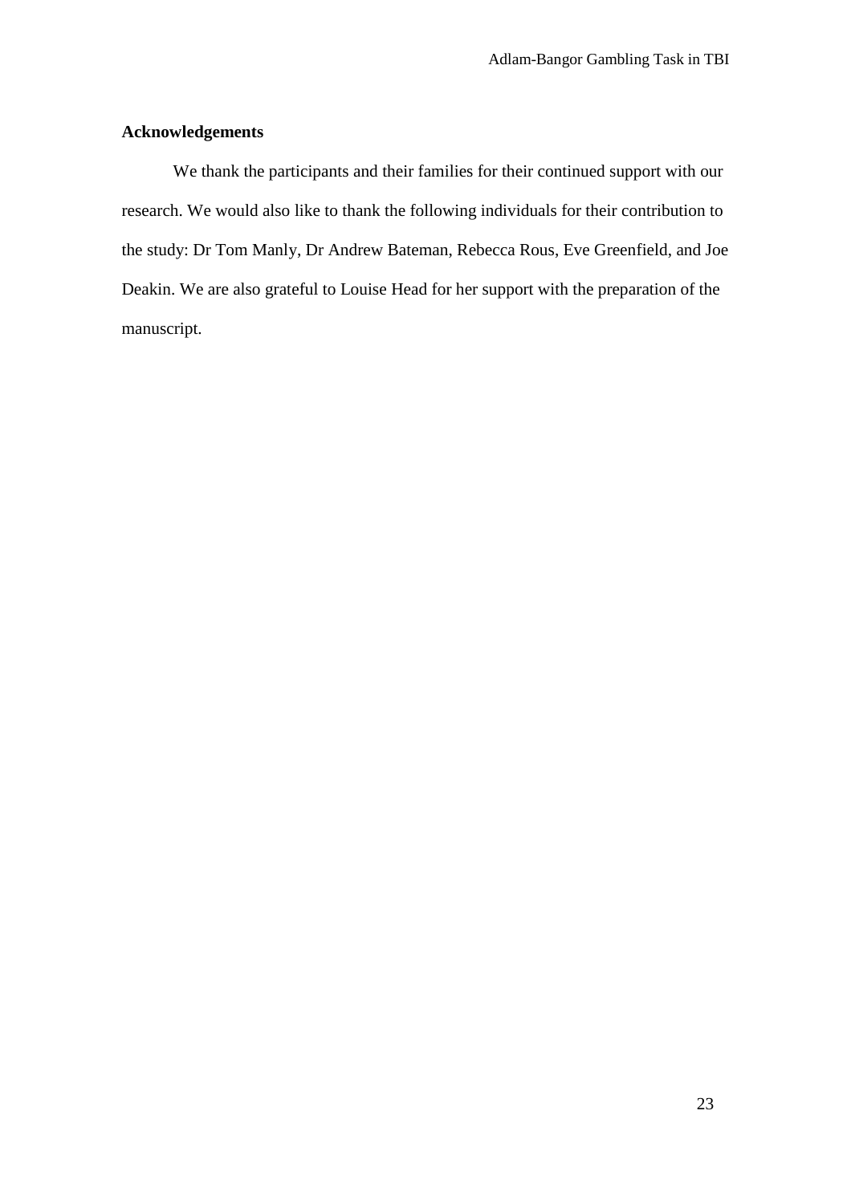## Acknowledgements

We thank the participants and their families for their continued support with our research. We would also like to thank the following individuals for their contribution to the study: Dr Tom Manly, Dr Andrew Bateman, Rebecca Rous, Eve Greenfield, and Joe Deakin. We are also grateful to Louise Head for her support with the preparation of the manuscript.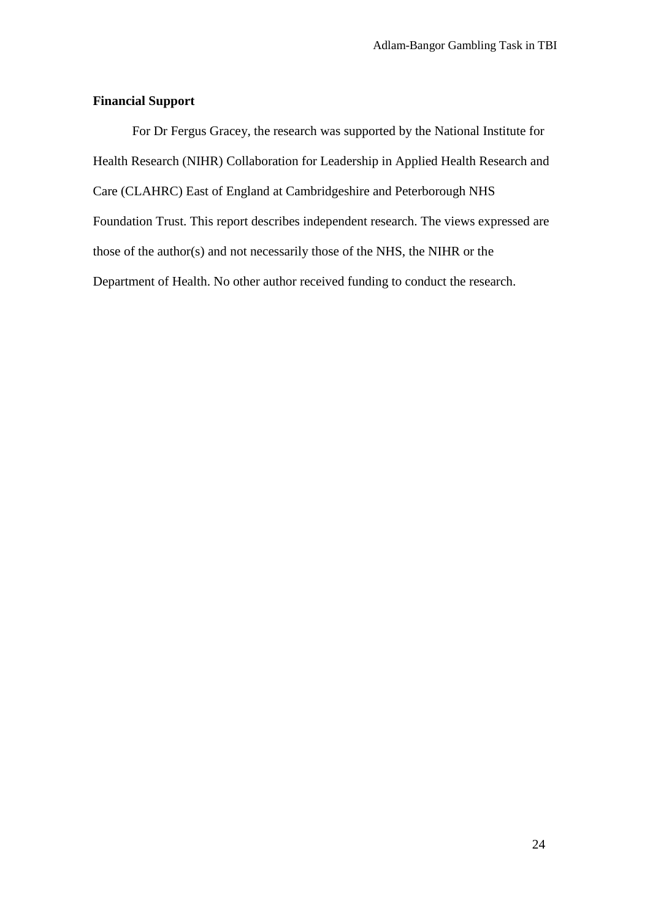**Financial Support**

For Dr Fergus Gracey, the research was supported by the National Institute for Health Research (NIHR) Collaboration for Leadership in Applied Health Research and Care (CLAHRC) East of England at Cambridgeshire and Peterborough NHS Foundation Trust. This report describes independent research. The views expressed are those of the author(s) and not necessarily those of the NHS, the NIHR or the Department of Health. No other author received funding to conduct the research.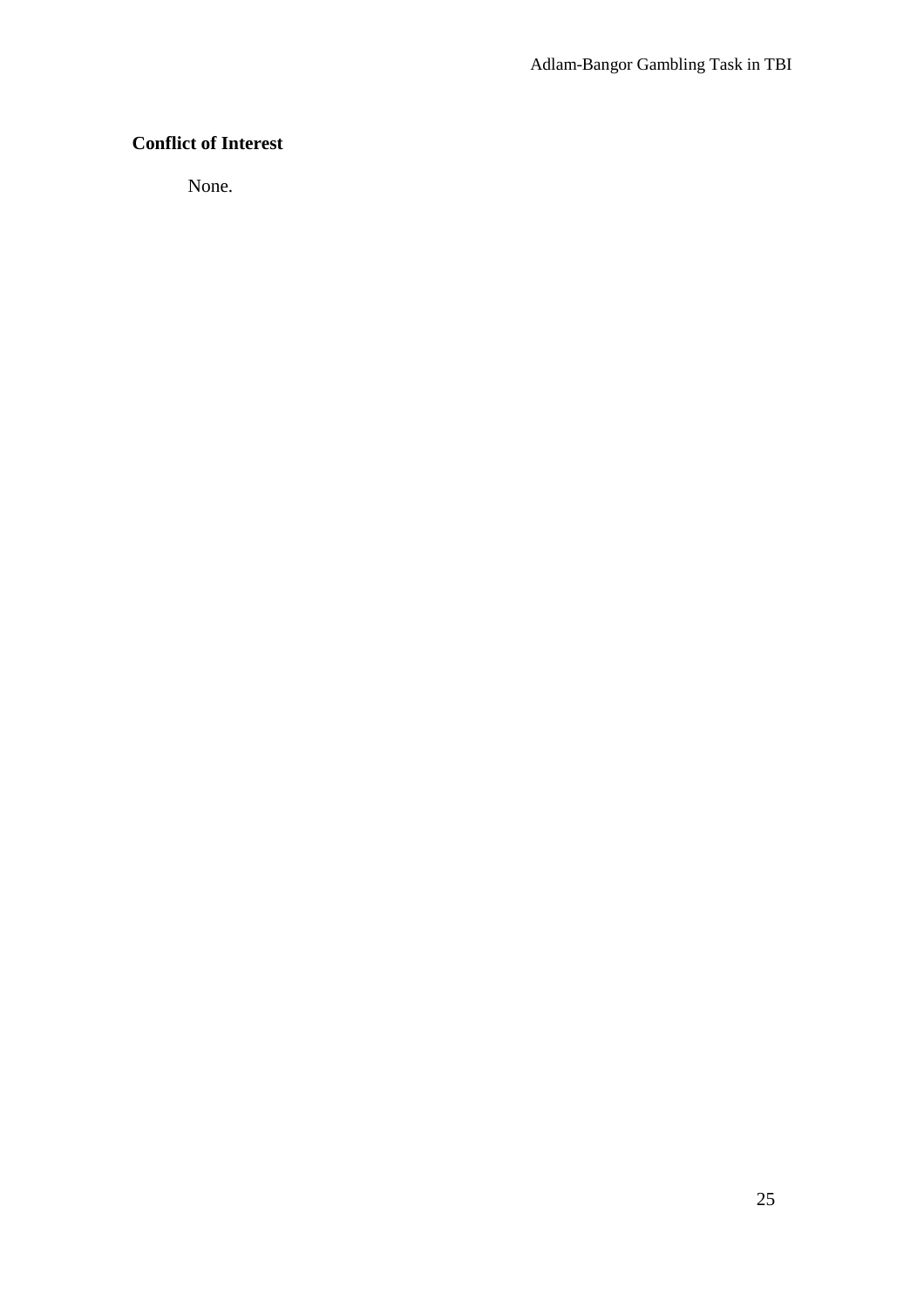## Conflict of Interest

None.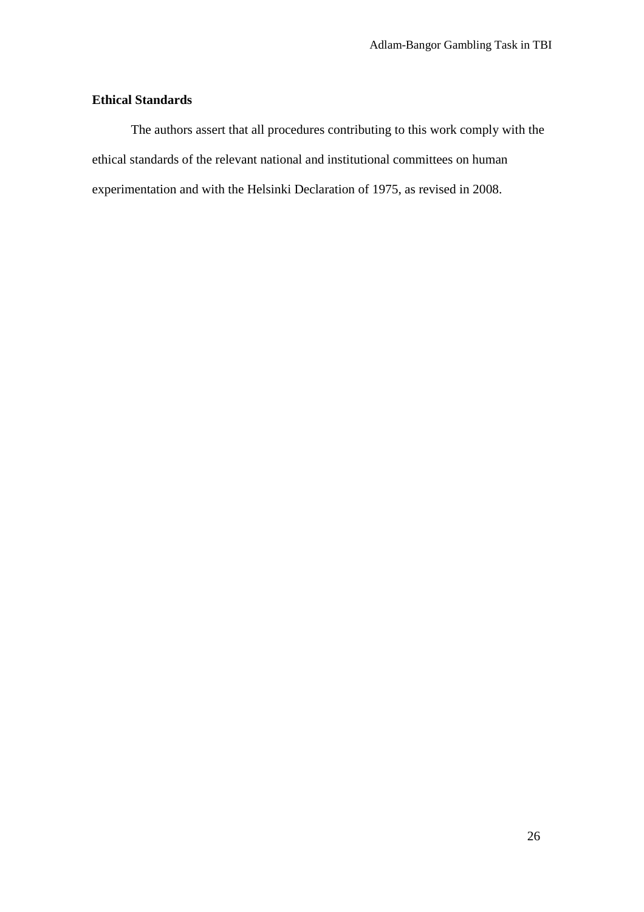**Ethical Standards**

The authors assert that all procedures contributing to this work comply with the ethical standards of the relevant national and institutional committees on human experimentation and with the Helsinki Declaration of 1975, as revised in 2008.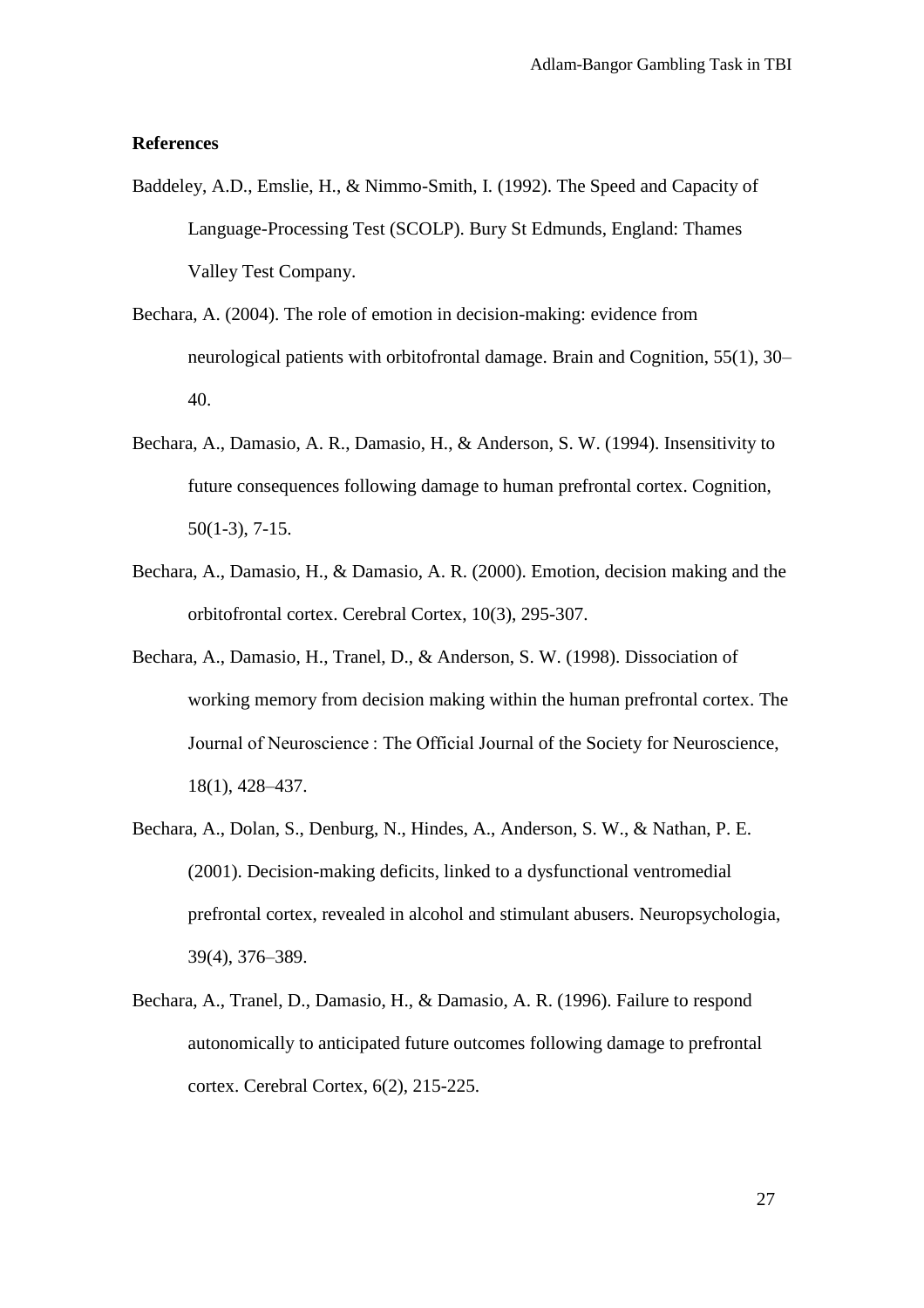**References**

Baddeley, A.D., Emslie, H., & Nimmo-Smith, I. (1992). The Speed and Capacity of Language-Processing Test (SCOLP). Bury St Edmunds, England: Thames Valley Test Company.

Bechara, A. (2004). The role of emotion in decision-making: evidence from neurological patients with orbitofrontal damage. Brain and Cognition, 55(1), 30–40.

Bechara, A., Damasio, A. R., Damasio, H., & Anderson, S. W. (1994). Insensitivity to future consequences following damage to human prefrontal cortex. Cognition, 50(1-3), 7-15.

Bechara, A., Damasio, H., & Damasio, A. R. (2000). Emotion, decision making and the orbitofrontal cortex. Cerebral Cortex, 10(3), 295-307.

Bechara, A., Damasio, H., Tranel, D., & Anderson, S. W. (1998). Dissociation of working memory from decision making within the human prefrontal cortex. The Journal of Neuroscience : The Official Journal of the Society for Neuroscience, 18(1), 428–437.

Bechara, A., Dolan, S., Denburg, N., Hindes, A., Anderson, S. W., & Nathan, P. E. (2001). Decision-making deficits, linked to a dysfunctional ventromedial prefrontal cortex, revealed in alcohol and stimulant abusers. Neuropsychologia, 39(4), 376–389.

Bechara, A., Tranel, D., Damasio, H., & Damasio, A. R. (1996). Failure to respond autonomically to anticipated future outcomes following damage to prefrontal cortex. Cerebral Cortex, 6(2), 215-225.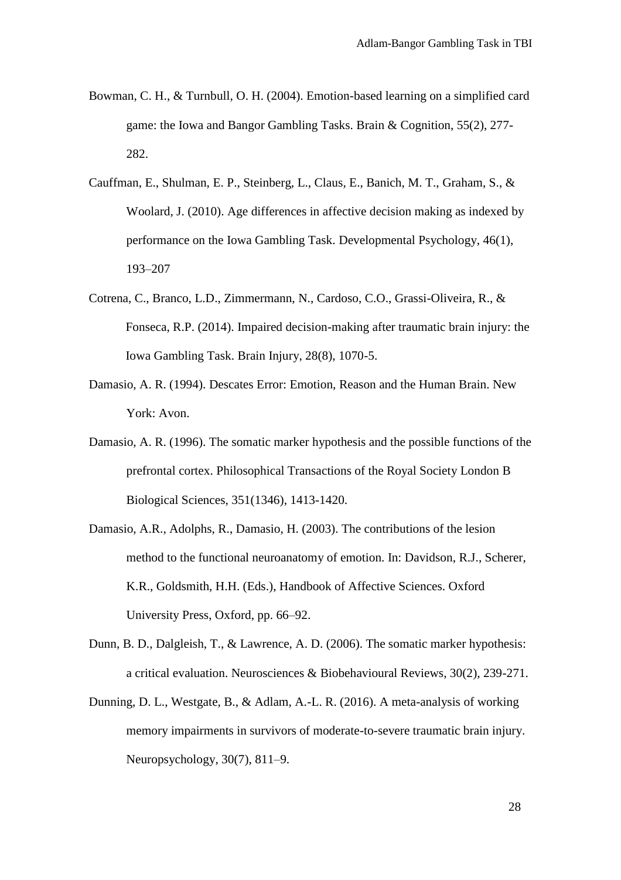Bowman, C. H., & Turnbull, O. H. (2004). Emotion-based learning on a simplified card game: the Iowa and Bangor Gambling Tasks. Brain & Cognition, 55(2), 277-282.

Cauffman, E., Shulman, E. P., Steinberg, L., Claus, E., Banich, M. T., Graham, S., & Woolard, J. (2010). Age differences in affective decision making as indexed by performance on the Iowa Gambling Task. Developmental Psychology, 46(1), 193–207

Cotrena, C., Branco, L.D., Zimmermann, N., Cardoso, C.O., Grassi-Oliveira, R., & Fonseca, R.P. (2014). Impaired decision-making after traumatic brain injury: the Iowa Gambling Task. Brain Injury, 28(8), 1070-5.

Damasio, A. R. (1994). Descates Error: Emotion, Reason and the Human Brain. New York: Avon.

Damasio, A. R. (1996). The somatic marker hypothesis and the possible functions of the prefrontal cortex. Philosophical Transactions of the Royal Society London B Biological Sciences, 351(1346), 1413-1420.

Damasio, A.R., Adolphs, R., Damasio, H. (2003). The contributions of the lesion method to the functional neuroanatomy of emotion. In: Davidson, R.J., Scherer, K.R., Goldsmith, H.H. (Eds.), Handbook of Affective Sciences. Oxford University Press, Oxford, pp. 66–92.

Dunn, B. D., Dalgleish, T., & Lawrence, A. D. (2006). The somatic marker hypothesis: a critical evaluation. Neurosciences & Biobehavioural Reviews, 30(2), 239-271.

Dunning, D. L., Westgate, B., & Adlam, A.-L. R. (2016). A meta-analysis of working memory impairments in survivors of moderate-to-severe traumatic brain injury. Neuropsychology, 30(7), 811–9.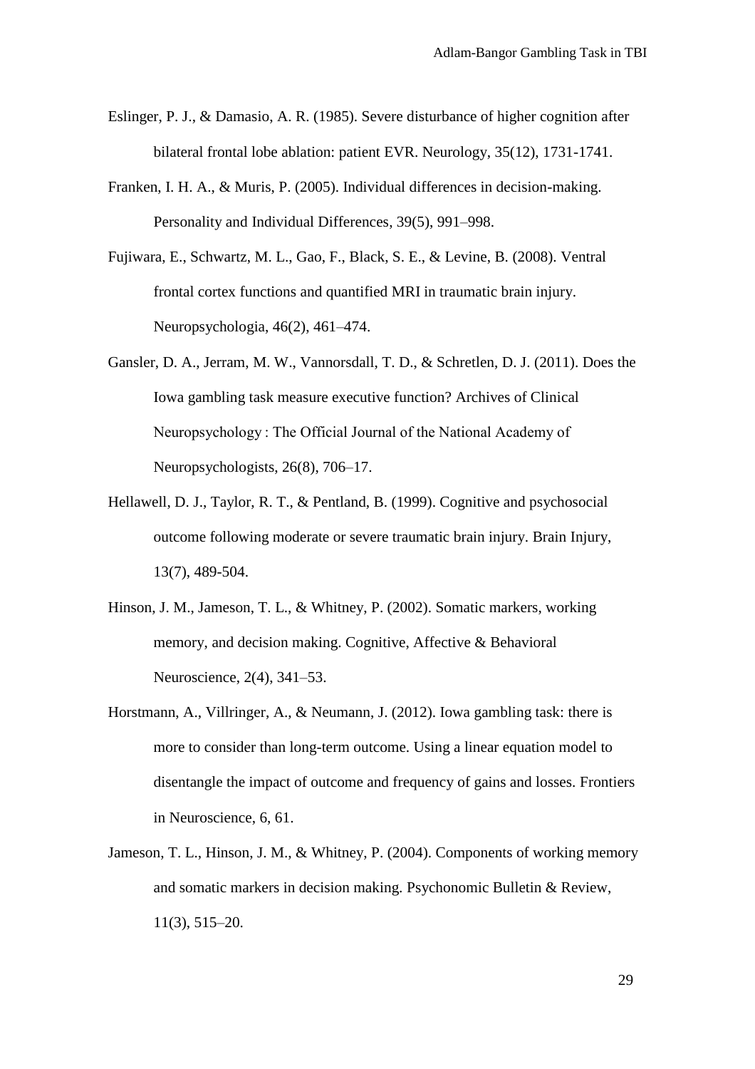Eslinger, P. J., & Damasio, A. R. (1985). Severe disturbance of higher cognition after bilateral frontal lobe ablation: patient EVR. Neurology, 35(12), 1731-1741.

Franken, I. H. A., & Muris, P. (2005). Individual differences in decision-making. Personality and Individual Differences, 39(5), 991–998.

Fujiwara, E., Schwartz, M. L., Gao, F., Black, S. E., & Levine, B. (2008). Ventral frontal cortex functions and quantified MRI in traumatic brain injury. Neuropsychologia, 46(2), 461–474.

Gansler, D. A., Jerram, M. W., Vannorsdall, T. D., & Schretlen, D. J. (2011). Does the Iowa gambling task measure executive function? Archives of Clinical Neuropsychology : The Official Journal of the National Academy of Neuropsychologists, 26(8), 706–17.

Hellawell, D. J., Taylor, R. T., & Pentland, B. (1999). Cognitive and psychosocial outcome following moderate or severe traumatic brain injury. Brain Injury, 13(7), 489-504.

Hinson, J. M., Jameson, T. L., & Whitney, P. (2002). Somatic markers, working memory, and decision making. Cognitive, Affective & Behavioral Neuroscience, 2(4), 341–53.

Horstmann, A., Villringer, A., & Neumann, J. (2012). Iowa gambling task: there is more to consider than long-term outcome. Using a linear equation model to disentangle the impact of outcome and frequency of gains and losses. Frontiers in Neuroscience, 6, 61.

Jameson, T. L., Hinson, J. M., & Whitney, P. (2004). Components of working memory and somatic markers in decision making. Psychonomic Bulletin & Review, 11(3), 515–20.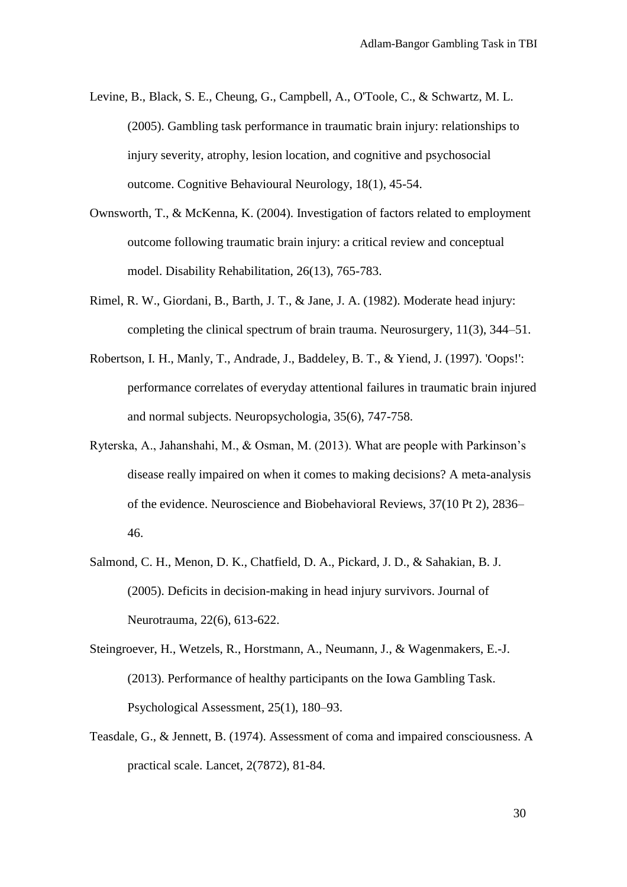Levine, B., Black, S. E., Cheung, G., Campbell, A., O'Toole, C., & Schwartz, M. L. (2005). Gambling task performance in traumatic brain injury: relationships to injury severity, atrophy, lesion location, and cognitive and psychosocial outcome. Cognitive Behavioural Neurology, 18(1), 45-54.

Ownsworth, T., & McKenna, K. (2004). Investigation of factors related to employment outcome following traumatic brain injury: a critical review and conceptual model. Disability Rehabilitation, 26(13), 765-783.

Rimel, R. W., Giordani, B., Barth, J. T., & Jane, J. A. (1982). Moderate head injury: completing the clinical spectrum of brain trauma. Neurosurgery, 11(3), 344–51.

Robertson, I. H., Manly, T., Andrade, J., Baddeley, B. T., & Yiend, J. (1997). 'Oops!': performance correlates of everyday attentional failures in traumatic brain injured and normal subjects. Neuropsychologia, 35(6), 747-758.

Ryterska, A., Jahanshahi, M., & Osman, M. (2013). What are people with Parkinson's disease really impaired on when it comes to making decisions? A meta-analysis of the evidence. Neuroscience and Biobehavioral Reviews, 37(10 Pt 2), 2836–46.

Salmond, C. H., Menon, D. K., Chatfield, D. A., Pickard, J. D., & Sahakian, B. J. (2005). Deficits in decision-making in head injury survivors. Journal of Neurotrauma, 22(6), 613-622.

Steingroever, H., Wetzels, R., Horstmann, A., Neumann, J., & Wagenmakers, E.-J. (2013). Performance of healthy participants on the Iowa Gambling Task. Psychological Assessment, 25(1), 180–93.

Teasdale, G., & Jennett, B. (1974). Assessment of coma and impaired consciousness. A practical scale. Lancet, 2(7872), 81-84.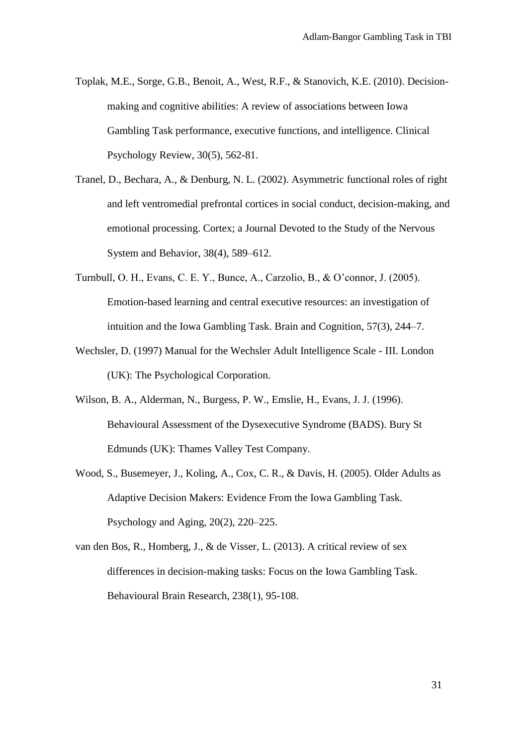Toplak, M.E., Sorge, G.B., Benoit, A., West, R.F., & Stanovich, K.E. (2010). Decision-making and cognitive abilities: A review of associations between Iowa Gambling Task performance, executive functions, and intelligence. Clinical Psychology Review, 30(5), 562-81.

Tranel, D., Bechara, A., & Denburg, N. L. (2002). Asymmetric functional roles of right and left ventromedial prefrontal cortices in social conduct, decision-making, and emotional processing. Cortex; a Journal Devoted to the Study of the Nervous System and Behavior, 38(4), 589–612.

Turnbull, O. H., Evans, C. E. Y., Bunce, A., Carzolio, B., & O'connor, J. (2005). Emotion-based learning and central executive resources: an investigation of intuition and the Iowa Gambling Task. Brain and Cognition, 57(3), 244–7.

Wechsler, D. (1997) Manual for the Wechsler Adult Intelligence Scale - III. London (UK): The Psychological Corporation.

Wilson, B. A., Alderman, N., Burgess, P. W., Emslie, H., Evans, J. J. (1996). Behavioural Assessment of the Dysexecutive Syndrome (BADS). Bury St Edmunds (UK): Thames Valley Test Company.

Wood, S., Busemeyer, J., Koling, A., Cox, C. R., & Davis, H. (2005). Older Adults as Adaptive Decision Makers: Evidence From the Iowa Gambling Task. Psychology and Aging, 20(2), 220–225.

van den Bos, R., Homberg, J., & de Visser, L. (2013). A critical review of sex differences in decision-making tasks: Focus on the Iowa Gambling Task. Behavioural Brain Research, 238(1), 95-108.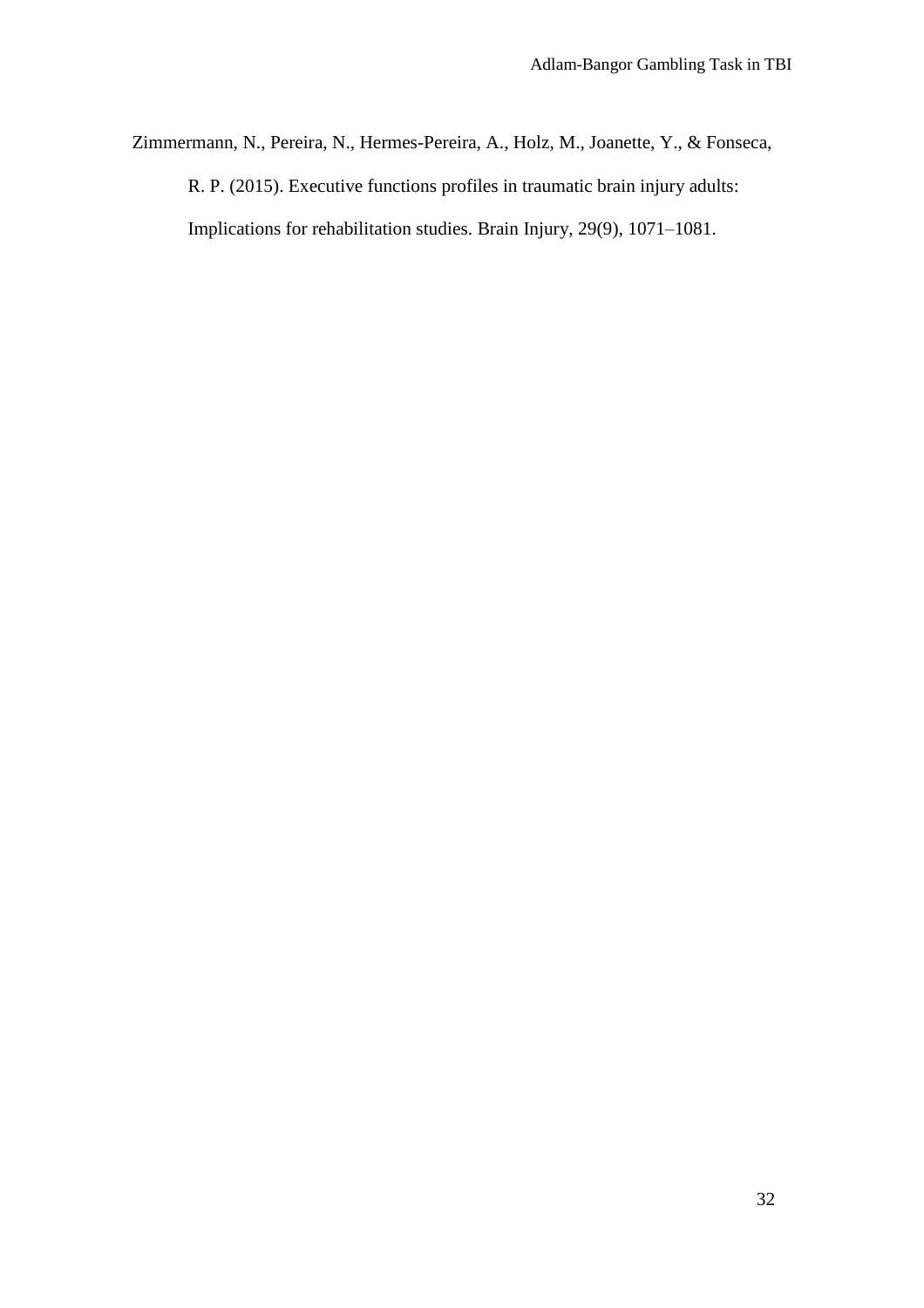Zimmermann, N., Pereira, N., Hermes-Pereira, A., Holz, M., Joanette, Y., & Fonseca, R. P. (2015). Executive functions profiles in traumatic brain injury adults: Implications for rehabilitation studies. Brain Injury, 29(9), 1071–1081.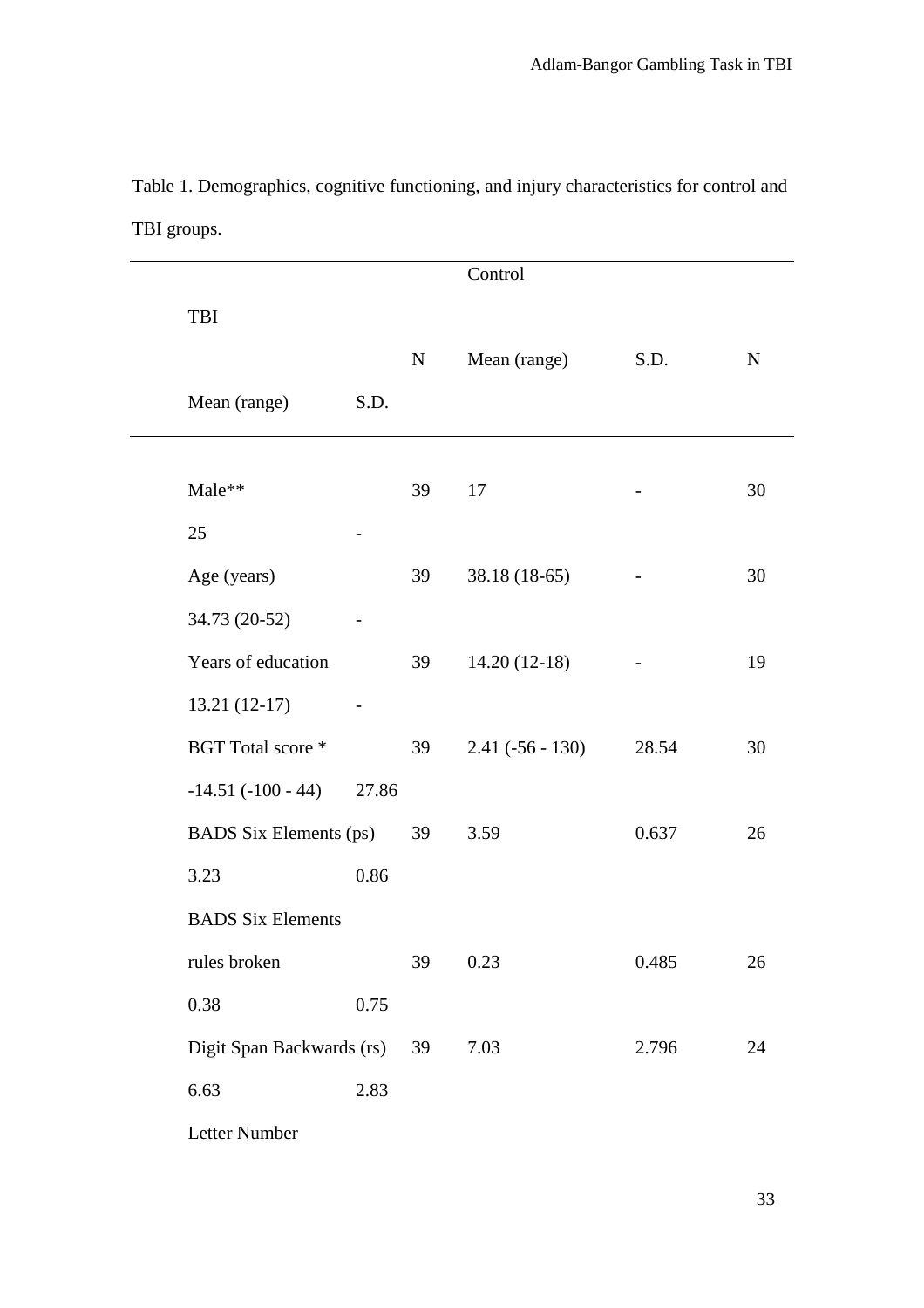Table 1. Demographics, cognitive functioning, and injury characteristics for control and TBI groups.

| | Control | | | TBI | | |
|---|---|---|---|---|---|---|
| | N | Mean (range) | S.D. | N | Mean (range) | S.D. |
| Male** | 39 | 17 | - | 30 | 25 | - |
| Age (years) | 39 | 38.18 (18-65) | - | 30 | 34.73 (20-52) | - |
| Years of education | 39 | 14.20 (12-18) | - | 19 | 13.21 (12-17) | - |
| BGT Total score * | 39 | 2.41 (-56 - 130) | 28.54 | 30 | -14.51 (-100 - 44) | 27.86 |
| BADS Six Elements (ps) | 39 | 3.59 | 0.637 | 26 | 3.23 | 0.86 |
| BADS Six Elements rules broken | 39 | 0.23 | 0.485 | 26 | 0.38 | 0.75 |
| Digit Span Backwards (rs) | 39 | 7.03 | 2.796 | 24 | 6.63 | 2.83 |
| Letter Number | | | | | | |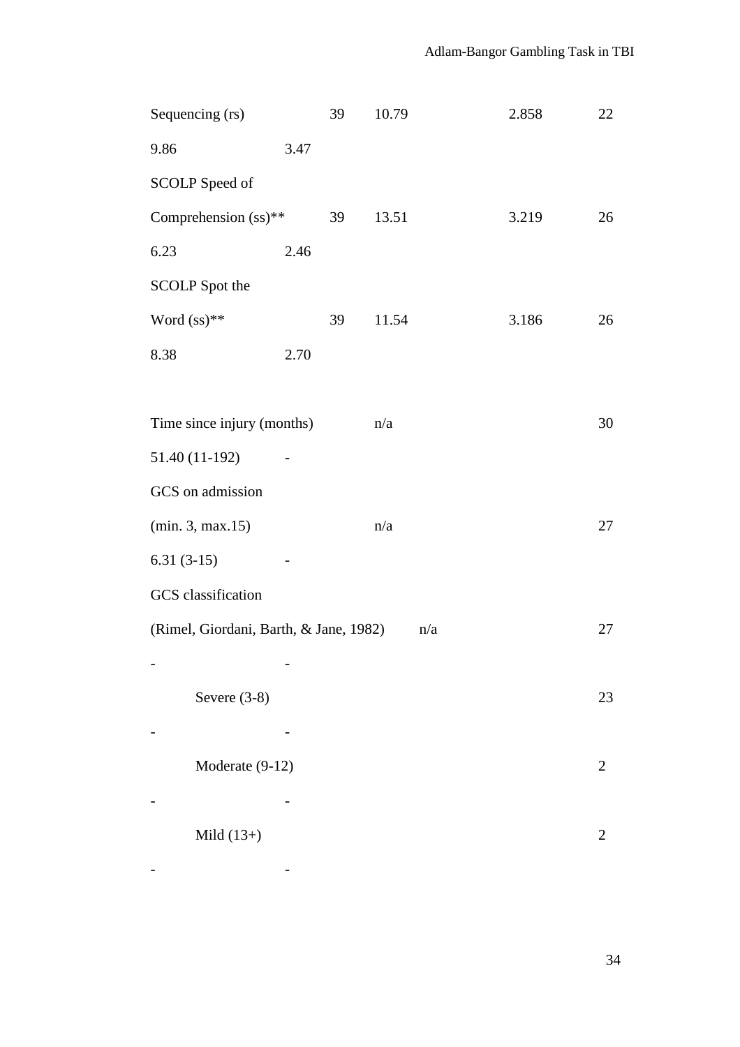| | | | | | | |
|---|---|---|---|---|---|---|
| Sequencing (rs) | 39 | 10.79 | 2.858 | 22 | 9.86 | 3.47 |
| SCOLP Speed of Comprehension (ss)** | 39 | 13.51 | 3.219 | 26 | 6.23 | 2.46 |
| SCOLP Spot the Word (ss)** | 39 | 11.54 | 3.186 | 26 | 8.38 | 2.70 |
| | | | | | | |
| Time since injury (months) | | n/a | | 30 | 51.40 (11-192) | - |
| GCS on admission (min. 3, max.15) | | n/a | | 27 | 6.31 (3-15) | - |
| GCS classification (Rimel, Giordani, Barth, & Jane, 1982) | | n/a | | 27 | - | - |
| Severe (3-8) | | | | 23 | - | - |
| Moderate (9-12) | | | | 2 | - | - |
| Mild (13+) | | | | 2 | - | - |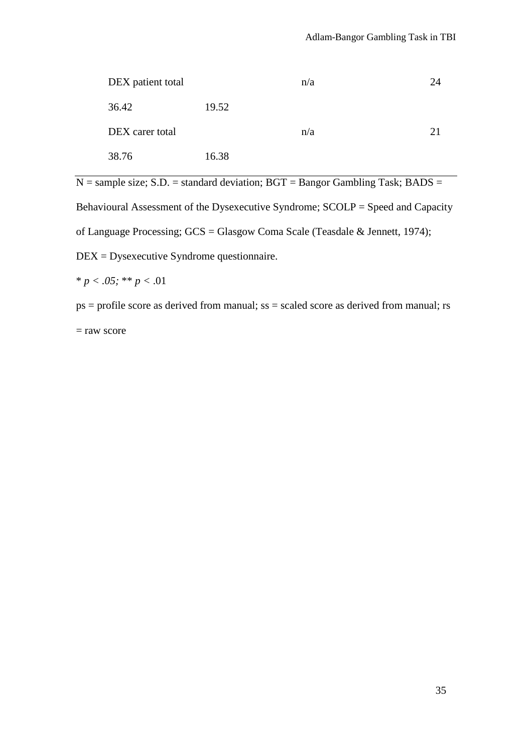| | | | |
|---|---|---|---|
| DEX patient total | | n/a | 24 |
| 36.42 | 19.52 | | |
| DEX carer total | | n/a | 21 |
| 38.76 | 16.38 | | |

N = sample size; S.D. = standard deviation; BGT = Bangor Gambling Task; BADS = Behavioural Assessment of the Dysexecutive Syndrome; SCOLP = Speed and Capacity of Language Processing; GCS = Glasgow Coma Scale (Teasdale & Jennett, 1974); DEX = Dysexecutive Syndrome questionnaire.

* $p < .05$; ** $p < .01$

ps = profile score as derived from manual; ss = scaled score as derived from manual; rs = raw score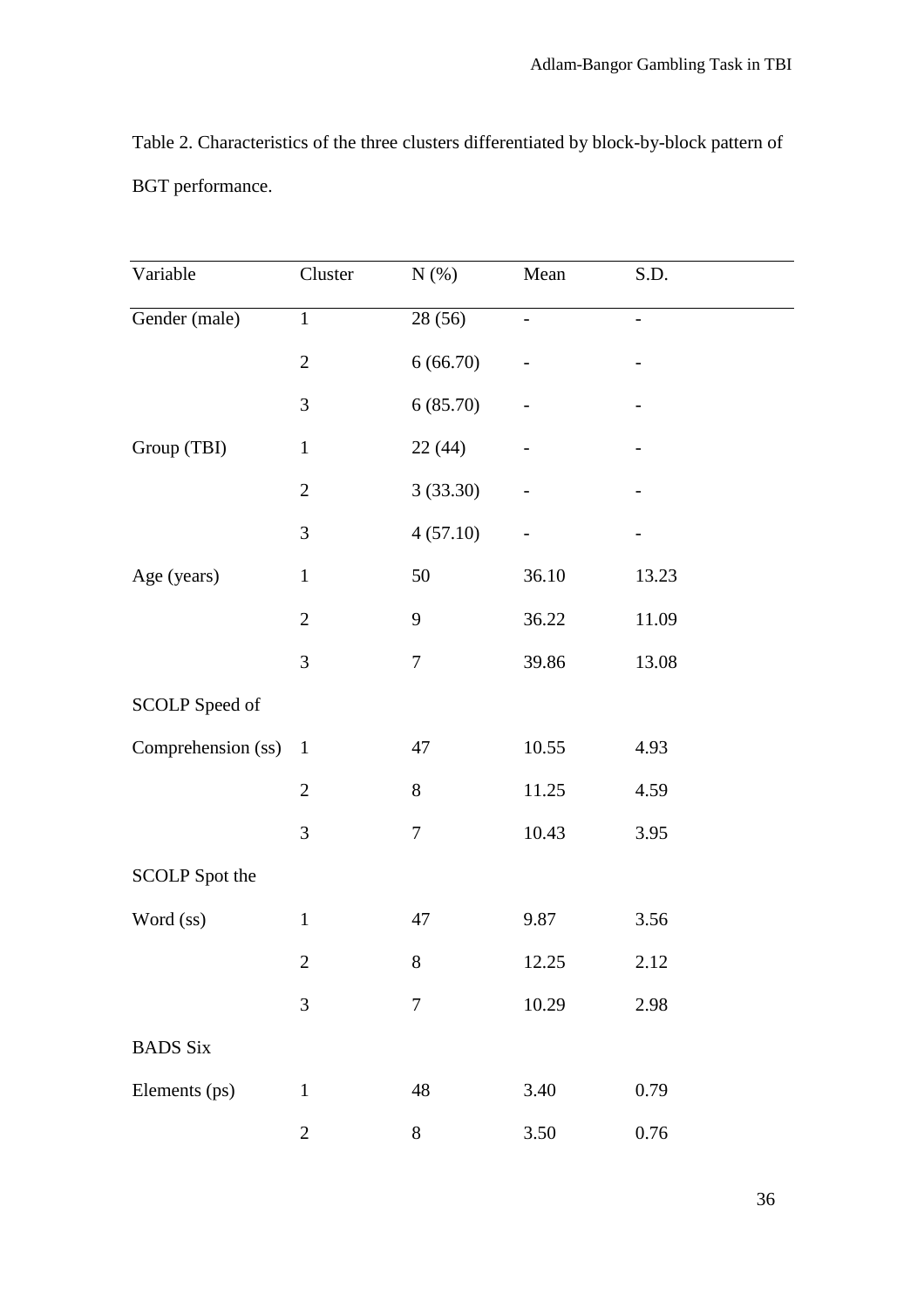Table 2. Characteristics of the three clusters differentiated by block-by-block pattern of BGT performance.

| Variable | Cluster | N (%) | Mean | S.D. |
|---|---|---|---|---|
| Gender (male) | 1 | 28 (56) | - | - |
| | 2 | 6 (66.70) | - | - |
| | 3 | 6 (85.70) | - | - |
| Group (TBI) | 1 | 22 (44) | - | - |
| | 2 | 3 (33.30) | - | - |
| | 3 | 4 (57.10) | - | - |
| Age (years) | 1 | 50 | 36.10 | 13.23 |
| | 2 | 9 | 36.22 | 11.09 |
| | 3 | 7 | 39.86 | 13.08 |
| SCOLP Speed of Comprehension (ss) | 1 | 47 | 10.55 | 4.93 |
| | 2 | 8 | 11.25 | 4.59 |
| | 3 | 7 | 10.43 | 3.95 |
| SCOLP Spot the Word (ss) | 1 | 47 | 9.87 | 3.56 |
| | 2 | 8 | 12.25 | 2.12 |
| | 3 | 7 | 10.29 | 2.98 |
| BADS Six Elements (ps) | 1 | 48 | 3.40 | 0.79 |
| | 2 | 8 | 3.50 | 0.76 |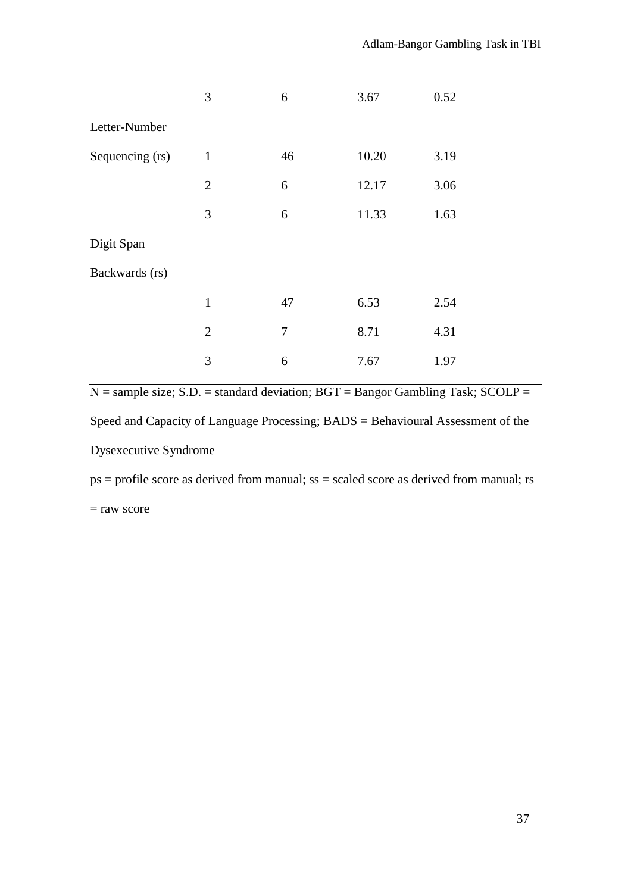| | | | | |
|---|---|---|---|---|
| | 3 | 6 | 3.67 | 0.52 |
| Letter-Number Sequencing (rs) | 1 | 46 | 10.20 | 3.19 |
| | 2 | 6 | 12.17 | 3.06 |
| | 3 | 6 | 11.33 | 1.63 |
| Digit Span Backwards (rs) | | | | |
| | 1 | 47 | 6.53 | 2.54 |
| | 2 | 7 | 8.71 | 4.31 |
| | 3 | 6 | 7.67 | 1.97 |

N = sample size; S.D. = standard deviation; BGT = Bangor Gambling Task; SCOLP = Speed and Capacity of Language Processing; BADS = Behavioural Assessment of the Dysexecutive Syndrome

ps = profile score as derived from manual; ss = scaled score as derived from manual; rs = raw score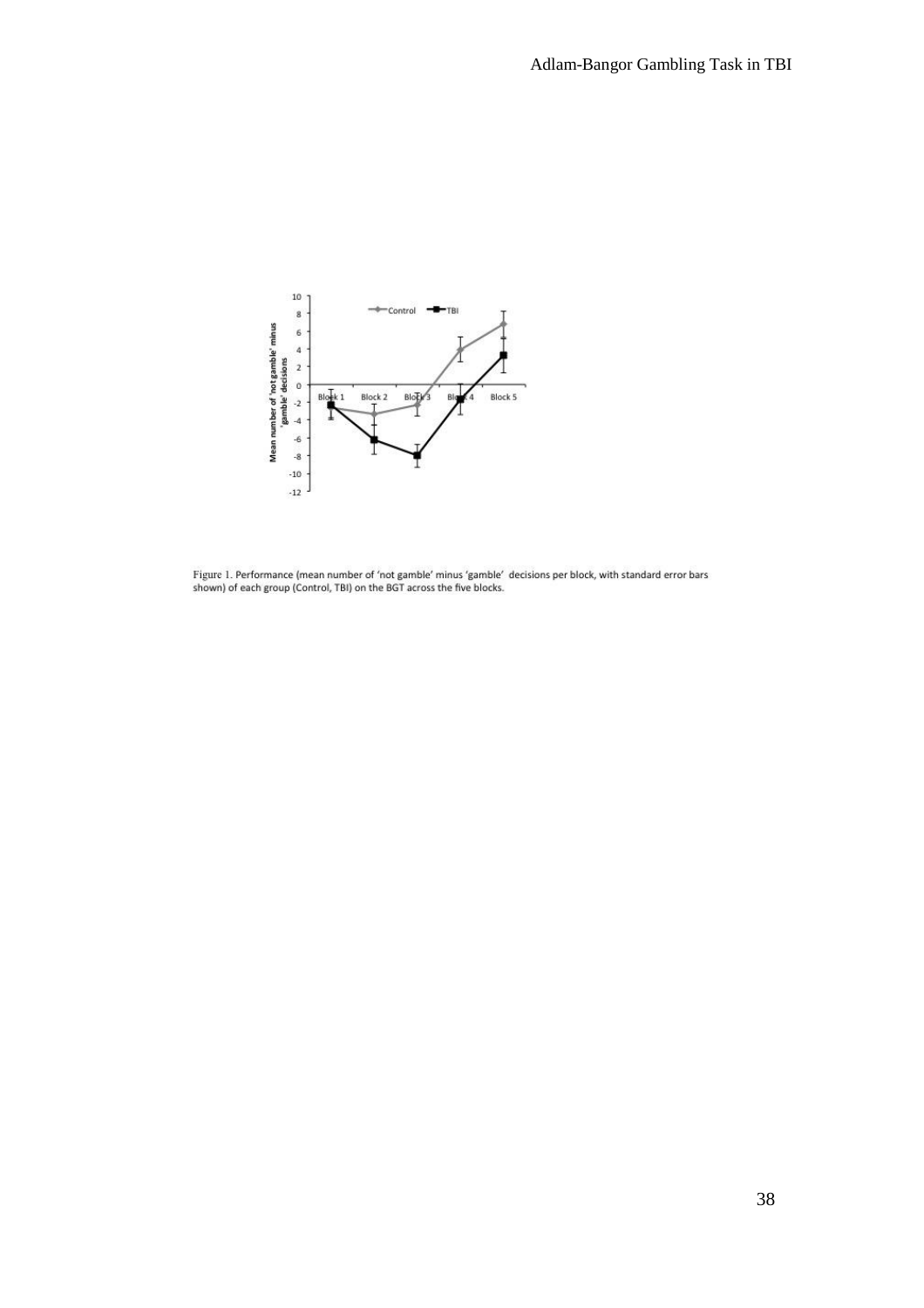Figure 1. Performance (mean number of 'not gamble' minus 'gamble' decisions per block, with standard error bars shown) of each group (Control, TBI) on the BGT across the five blocks.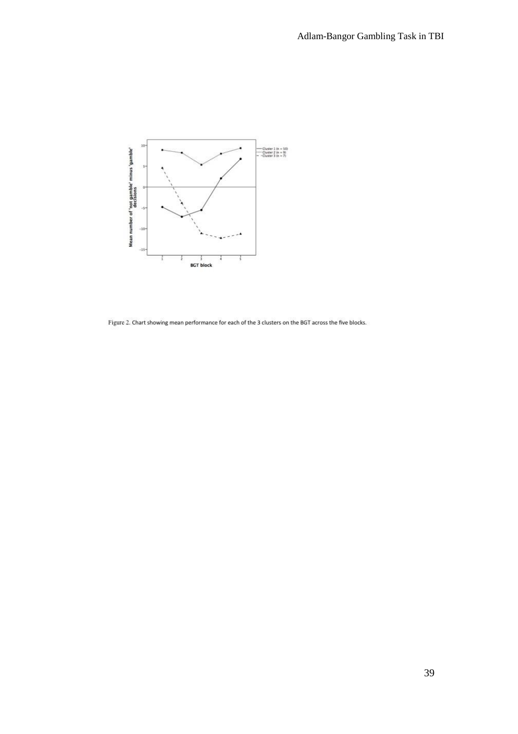Mean number of 'not gamble' minus 'gamble' decisions

10
5
0
-5
-10
-15

1
2
3
4
5

BGT block

Cluster 1 (n = 50)
Cluster 2 (n = 9)
Cluster 3 (n = 7)

Figure 2. Chart showing mean performance for each of the 3 clusters on the BGT across the five blocks.